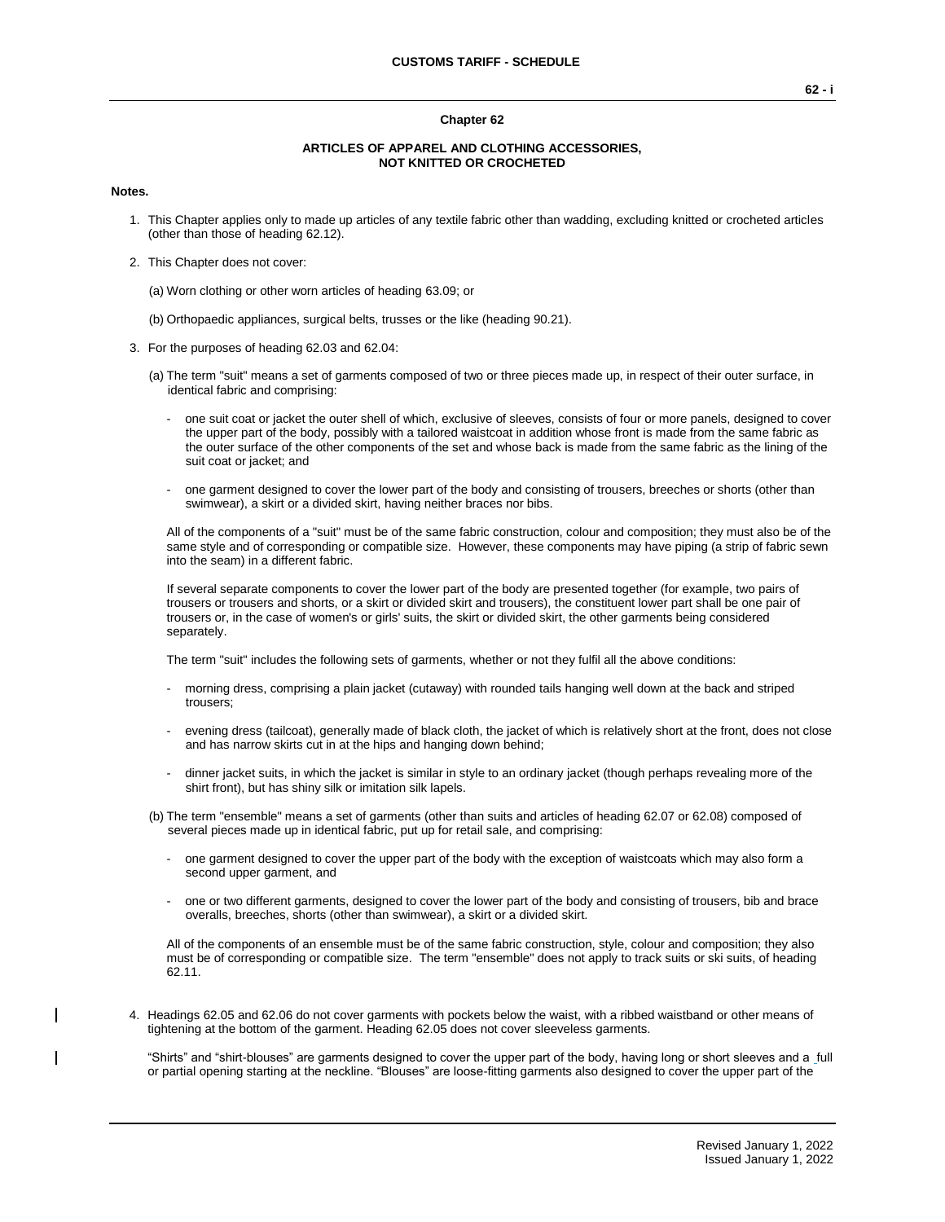## Chapter 62

### ARTICLES OF APPAREL AND CLOTHING ACCESSORIES, NOT KNITTED OR CROCHETED

**Notes.**

1. This Chapter applies only to made up articles of any textile fabric other than wadding, excluding knitted or crocheted articles (other than those of heading 62.12).

2. This Chapter does not cover:

   (a) Worn clothing or other worn articles of heading 63.09; or

   (b) Orthopaedic appliances, surgical belts, trusses or the like (heading 90.21).

3. For the purposes of heading 62.03 and 62.04:

   (a) The term "suit" means a set of garments composed of two or three pieces made up, in respect of their outer surface, in identical fabric and comprising:

   - one suit coat or jacket the outer shell of which, exclusive of sleeves, consists of four or more panels, designed to cover the upper part of the body, possibly with a tailored waistcoat in addition whose front is made from the same fabric as the outer surface of the other components of the set and whose back is made from the same fabric as the lining of the suit coat or jacket; and

   - one garment designed to cover the lower part of the body and consisting of trousers, breeches or shorts (other than swimwear), a skirt or a divided skirt, having neither braces nor bibs.

   All of the components of a "suit" must be of the same fabric construction, colour and composition; they must also be of the same style and of corresponding or compatible size. However, these components may have piping (a strip of fabric sewn into the seam) in a different fabric.

   If several separate components to cover the lower part of the body are presented together (for example, two pairs of trousers or trousers and shorts, or a skirt or divided skirt and trousers), the constituent lower part shall be one pair of trousers or, in the case of women's or girls' suits, the skirt or divided skirt, the other garments being considered separately.

   The term "suit" includes the following sets of garments, whether or not they fulfil all the above conditions:

   - morning dress, comprising a plain jacket (cutaway) with rounded tails hanging well down at the back and striped trousers;

   - evening dress (tailcoat), generally made of black cloth, the jacket of which is relatively short at the front, does not close and has narrow skirts cut in at the hips and hanging down behind;

   - dinner jacket suits, in which the jacket is similar in style to an ordinary jacket (though perhaps revealing more of the shirt front), but has shiny silk or imitation silk lapels.

   (b) The term "ensemble" means a set of garments (other than suits and articles of heading 62.07 or 62.08) composed of several pieces made up in identical fabric, put up for retail sale, and comprising:

   - one garment designed to cover the upper part of the body with the exception of waistcoats which may also form a second upper garment, and

   - one or two different garments, designed to cover the lower part of the body and consisting of trousers, bib and brace overalls, breeches, shorts (other than swimwear), a skirt or a divided skirt.

   All of the components of an ensemble must be of the same fabric construction, style, colour and composition; they also must be of corresponding or compatible size. The term "ensemble" does not apply to track suits or ski suits, of heading 62.11.

4. Headings 62.05 and 62.06 do not cover garments with pockets below the waist, with a ribbed waistband or other means of tightening at the bottom of the garment. Heading 62.05 does not cover sleeveless garments.

   "Shirts" and "shirt-blouses" are garments designed to cover the upper part of the body, having long or short sleeves and a full or partial opening starting at the neckline. "Blouses" are loose-fitting garments also designed to cover the upper part of the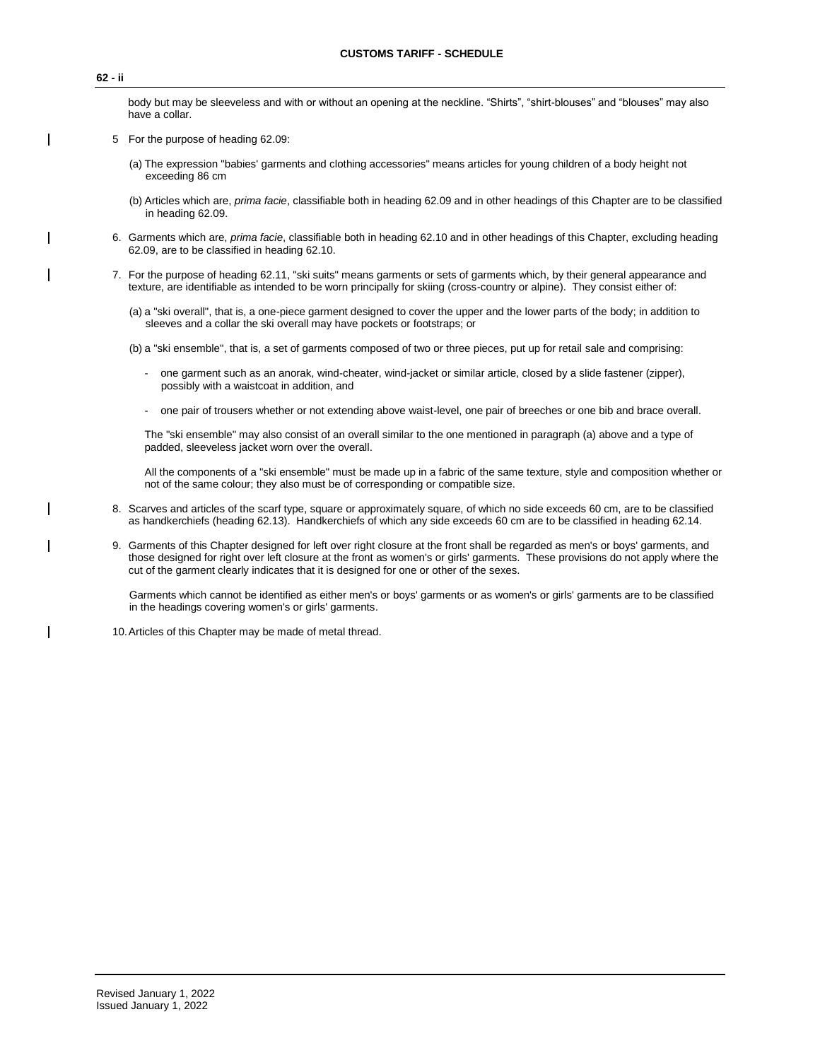body but may be sleeveless and with or without an opening at the neckline. “Shirts”, “shirt-blouses” and “blouses” may also have a collar.

5 For the purpose of heading 62.09:

(a) The expression "babies' garments and clothing accessories" means articles for young children of a body height not exceeding 86 cm

(b) Articles which are, *prima facie*, classifiable both in heading 62.09 and in other headings of this Chapter are to be classified in heading 62.09.

6. Garments which are, *prima facie*, classifiable both in heading 62.10 and in other headings of this Chapter, excluding heading 62.09, are to be classified in heading 62.10.

7. For the purpose of heading 62.11, "ski suits" means garments or sets of garments which, by their general appearance and texture, are identifiable as intended to be worn principally for skiing (cross-country or alpine). They consist either of:

(a) a "ski overall", that is, a one-piece garment designed to cover the upper and the lower parts of the body; in addition to sleeves and a collar the ski overall may have pockets or footstraps; or

(b) a "ski ensemble", that is, a set of garments composed of two or three pieces, put up for retail sale and comprising:

- one garment such as an anorak, wind-cheater, wind-jacket or similar article, closed by a slide fastener (zipper), possibly with a waistcoat in addition, and

- one pair of trousers whether or not extending above waist-level, one pair of breeches or one bib and brace overall.

The "ski ensemble" may also consist of an overall similar to the one mentioned in paragraph (a) above and a type of padded, sleeveless jacket worn over the overall.

All the components of a "ski ensemble" must be made up in a fabric of the same texture, style and composition whether or not of the same colour; they also must be of corresponding or compatible size.

8. Scarves and articles of the scarf type, square or approximately square, of which no side exceeds 60 cm, are to be classified as handkerchiefs (heading 62.13). Handkerchiefs of which any side exceeds 60 cm are to be classified in heading 62.14.

9. Garments of this Chapter designed for left over right closure at the front shall be regarded as men's or boys' garments, and those designed for right over left closure at the front as women's or girls' garments. These provisions do not apply where the cut of the garment clearly indicates that it is designed for one or other of the sexes.

Garments which cannot be identified as either men's or boys' garments or as women's or girls' garments are to be classified in the headings covering women's or girls' garments.

10. Articles of this Chapter may be made of metal thread.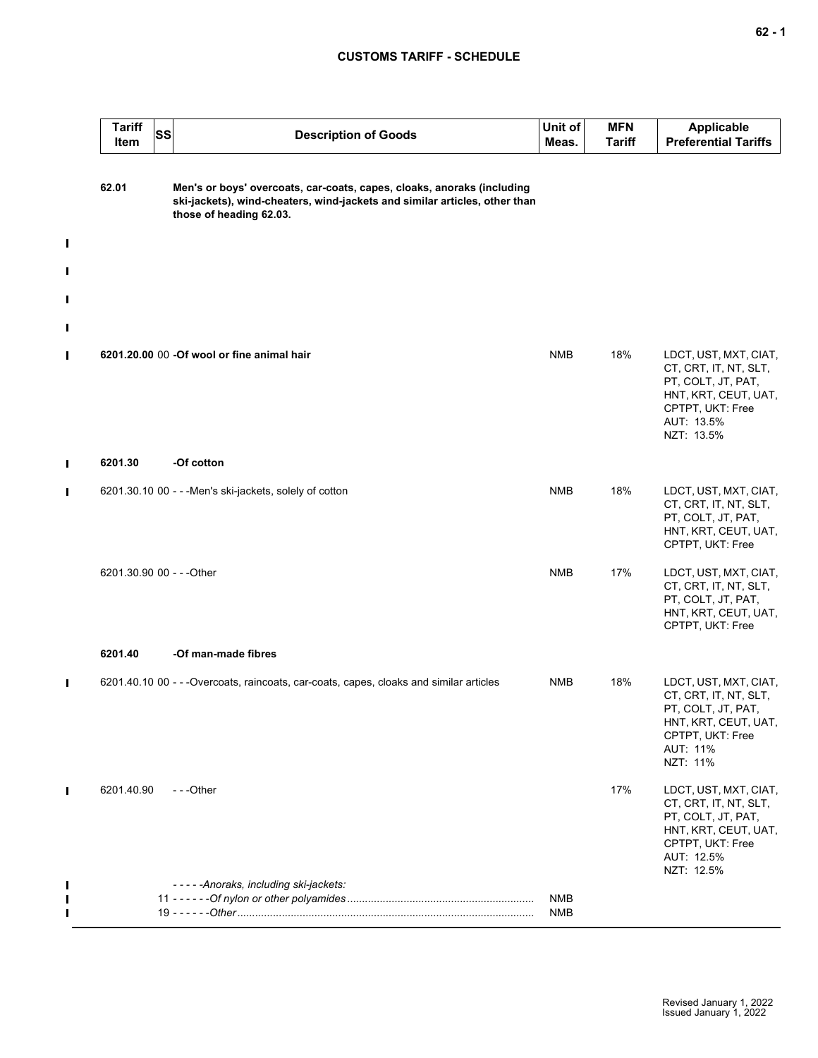**CUSTOMS TARIFF - SCHEDULE**

| Tariff Item | SS | Description of Goods | Unit of Meas. | MFN Tariff | Applicable Preferential Tariffs |
|---|---|---|---|---|---|
| **62.01** | | **Men's or boys' overcoats, car-coats, capes, cloaks, anoraks (including ski-jackets), wind-cheaters, wind-jackets and similar articles, other than those of heading 62.03.** | | | |
| **6201.20.00** | **00** | **-Of wool or fine animal hair** | NMB | 18% | LDCT, UST, MXT, CIAT, CT, CRT, IT, NT, SLT, PT, COLT, JT, PAT, HNT, KRT, CEUT, UAT, CPTPT, UKT: Free<br>AUT: 13.5%<br>NZT: 13.5% |
| **6201.30** | | **-Of cotton** | | | |
| 6201.30.10 | 00 | - - -Men's ski-jackets, solely of cotton | NMB | 18% | LDCT, UST, MXT, CIAT, CT, CRT, IT, NT, SLT, PT, COLT, JT, PAT, HNT, KRT, CEUT, UAT, CPTPT, UKT: Free |
| 6201.30.90 | 00 | - - -Other | NMB | 17% | LDCT, UST, MXT, CIAT, CT, CRT, IT, NT, SLT, PT, COLT, JT, PAT, HNT, KRT, CEUT, UAT, CPTPT, UKT: Free |
| **6201.40** | | **-Of man-made fibres** | | | |
| 6201.40.10 | 00 | - - -Overcoats, raincoats, car-coats, capes, cloaks and similar articles | NMB | 18% | LDCT, UST, MXT, CIAT, CT, CRT, IT, NT, SLT, PT, COLT, JT, PAT, HNT, KRT, CEUT, UAT, CPTPT, UKT: Free<br>AUT: 11%<br>NZT: 11% |
| 6201.40.90 | | - - -Other | | 17% | LDCT, UST, MXT, CIAT, CT, CRT, IT, NT, SLT, PT, COLT, JT, PAT, HNT, KRT, CEUT, UAT, CPTPT, UKT: Free<br>AUT: 12.5%<br>NZT: 12.5% |
| | | - - - - -*Anoraks, including ski-jackets:* | | | |
| | 11 | - - - - - -*Of nylon or other polyamides* | NMB | | |
| | 19 | - - - - - -*Other* | NMB | | |

Revised January 1, 2022
Issued January 1, 2022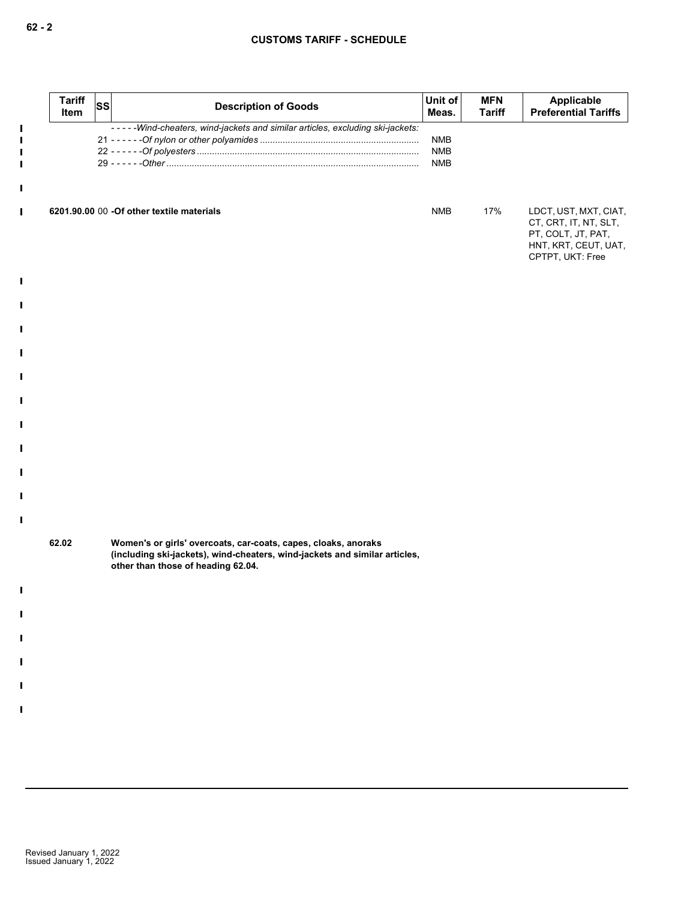| Tariff Item | SS | Description of Goods | Unit of Meas. | MFN Tariff | Applicable Preferential Tariffs |
|---|---|---|---|---|---|
| | | - - - - -*Wind-cheaters, wind-jackets and similar articles, excluding ski-jackets:* | | | |
| | 21 | - - - - - -*Of nylon or other polyamides* | NMB | | |
| | 22 | - - - - - -*Of polyesters* | NMB | | |
| | 29 | - - - - - -*Other* | NMB | | |
| **6201.90.00** | 00 | **-Of other textile materials** | NMB | 17% | LDCT, UST, MXT, CIAT, CT, CRT, IT, NT, SLT, PT, COLT, JT, PAT, HNT, KRT, CEUT, UAT, CPTPT, UKT: Free |
| **62.02** | | **Women's or girls' overcoats, car-coats, capes, cloaks, anoraks (including ski-jackets), wind-cheaters, wind-jackets and similar articles, other than those of heading 62.04.** | | | |

Revised January 1, 2022
Issued January 1, 2022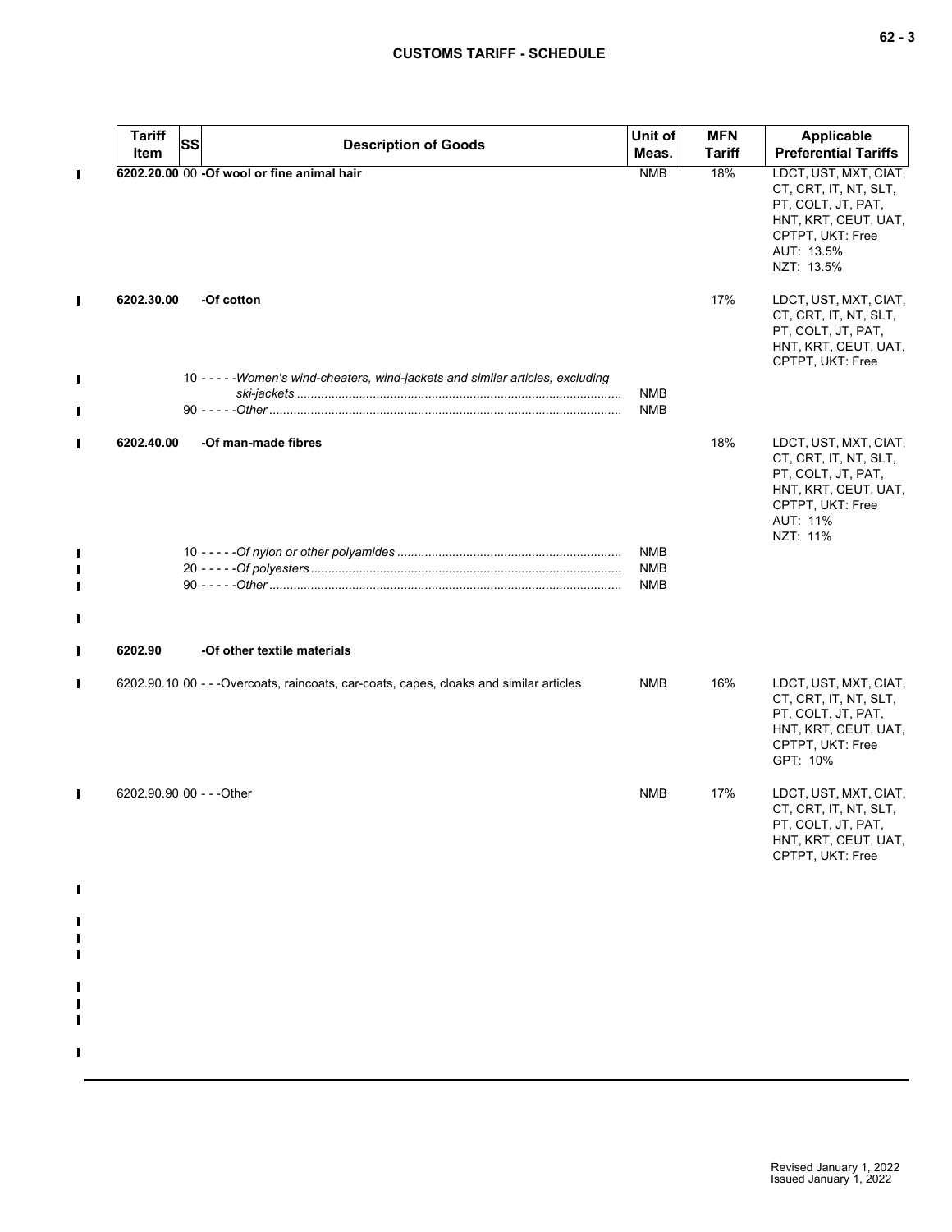| Tariff Item | SS | Description of Goods | Unit of Meas. | MFN Tariff | Applicable Preferential Tariffs |
|---|---|---|---|---|---|
| **6202.20.00** | 00 | **-Of wool or fine animal hair** | NMB | 18% | LDCT, UST, MXT, CIAT, CT, CRT, IT, NT, SLT, PT, COLT, JT, PAT, HNT, KRT, CEUT, UAT, CPTPT, UKT: Free<br>AUT: 13.5%<br>NZT: 13.5% |
| **6202.30.00** | | **-Of cotton** | | 17% | LDCT, UST, MXT, CIAT, CT, CRT, IT, NT, SLT, PT, COLT, JT, PAT, HNT, KRT, CEUT, UAT, CPTPT, UKT: Free |
| | 10 | - - - - -*Women's wind-cheaters, wind-jackets and similar articles, excluding ski-jackets* | NMB | | |
| | 90 | - - - - -*Other* | NMB | | |
| **6202.40.00** | | **-Of man-made fibres** | | 18% | LDCT, UST, MXT, CIAT, CT, CRT, IT, NT, SLT, PT, COLT, JT, PAT, HNT, KRT, CEUT, UAT, CPTPT, UKT: Free<br>AUT: 11%<br>NZT: 11% |
| | 10 | - - - - -*Of nylon or other polyamides* | NMB | | |
| | 20 | - - - - -*Of polyesters* | NMB | | |
| | 90 | - - - - -*Other* | NMB | | |
| **6202.90** | | **-Of other textile materials** | | | |
| 6202.90.10 | 00 | - - -Overcoats, raincoats, car-coats, capes, cloaks and similar articles | NMB | 16% | LDCT, UST, MXT, CIAT, CT, CRT, IT, NT, SLT, PT, COLT, JT, PAT, HNT, KRT, CEUT, UAT, CPTPT, UKT: Free<br>GPT: 10% |
| 6202.90.90 | 00 | - - -Other | NMB | 17% | LDCT, UST, MXT, CIAT, CT, CRT, IT, NT, SLT, PT, COLT, JT, PAT, HNT, KRT, CEUT, UAT, CPTPT, UKT: Free |

Revised January 1, 2022
Issued January 1, 2022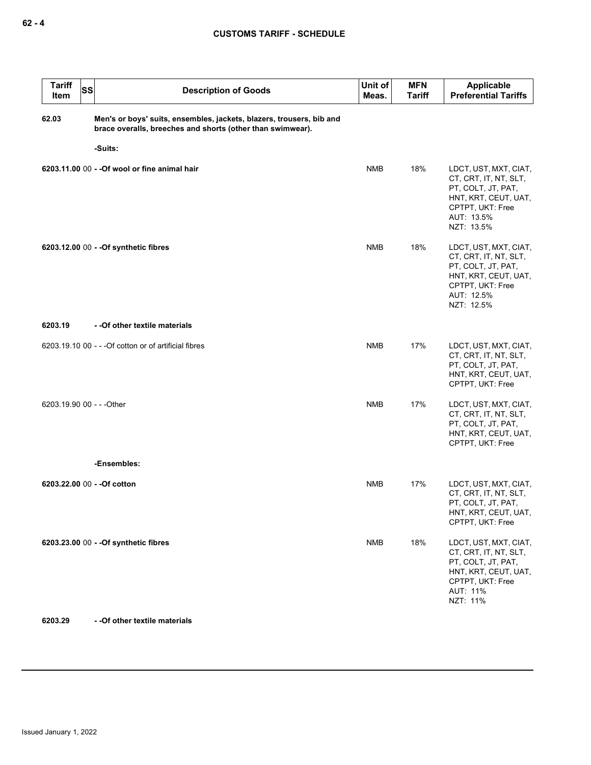| Tariff Item | SS | Description of Goods | Unit of Meas. | MFN Tariff | Applicable Preferential Tariffs |
|---|---|---|---|---|---|
| **62.03** | | **Men's or boys' suits, ensembles, jackets, blazers, trousers, bib and brace overalls, breeches and shorts (other than swimwear).** | | | |
| | | **-Suits:** | | | |
| **6203.11.00** | 00 | **- -Of wool or fine animal hair** | NMB | 18% | LDCT, UST, MXT, CIAT, CT, CRT, IT, NT, SLT, PT, COLT, JT, PAT, HNT, KRT, CEUT, UAT, CPTPT, UKT: Free<br>AUT: 13.5%<br>NZT: 13.5% |
| **6203.12.00** | 00 | **- -Of synthetic fibres** | NMB | 18% | LDCT, UST, MXT, CIAT, CT, CRT, IT, NT, SLT, PT, COLT, JT, PAT, HNT, KRT, CEUT, UAT, CPTPT, UKT: Free<br>AUT: 12.5%<br>NZT: 12.5% |
| **6203.19** | | **- -Of other textile materials** | | | |
| 6203.19.10 | 00 | - - -Of cotton or of artificial fibres | NMB | 17% | LDCT, UST, MXT, CIAT, CT, CRT, IT, NT, SLT, PT, COLT, JT, PAT, HNT, KRT, CEUT, UAT, CPTPT, UKT: Free |
| 6203.19.90 | 00 | - - -Other | NMB | 17% | LDCT, UST, MXT, CIAT, CT, CRT, IT, NT, SLT, PT, COLT, JT, PAT, HNT, KRT, CEUT, UAT, CPTPT, UKT: Free |
| | | **-Ensembles:** | | | |
| **6203.22.00** | 00 | **- -Of cotton** | NMB | 17% | LDCT, UST, MXT, CIAT, CT, CRT, IT, NT, SLT, PT, COLT, JT, PAT, HNT, KRT, CEUT, UAT, CPTPT, UKT: Free |
| **6203.23.00** | 00 | **- -Of synthetic fibres** | NMB | 18% | LDCT, UST, MXT, CIAT, CT, CRT, IT, NT, SLT, PT, COLT, JT, PAT, HNT, KRT, CEUT, UAT, CPTPT, UKT: Free<br>AUT: 11%<br>NZT: 11% |
| **6203.29** | | **- -Of other textile materials** | | | |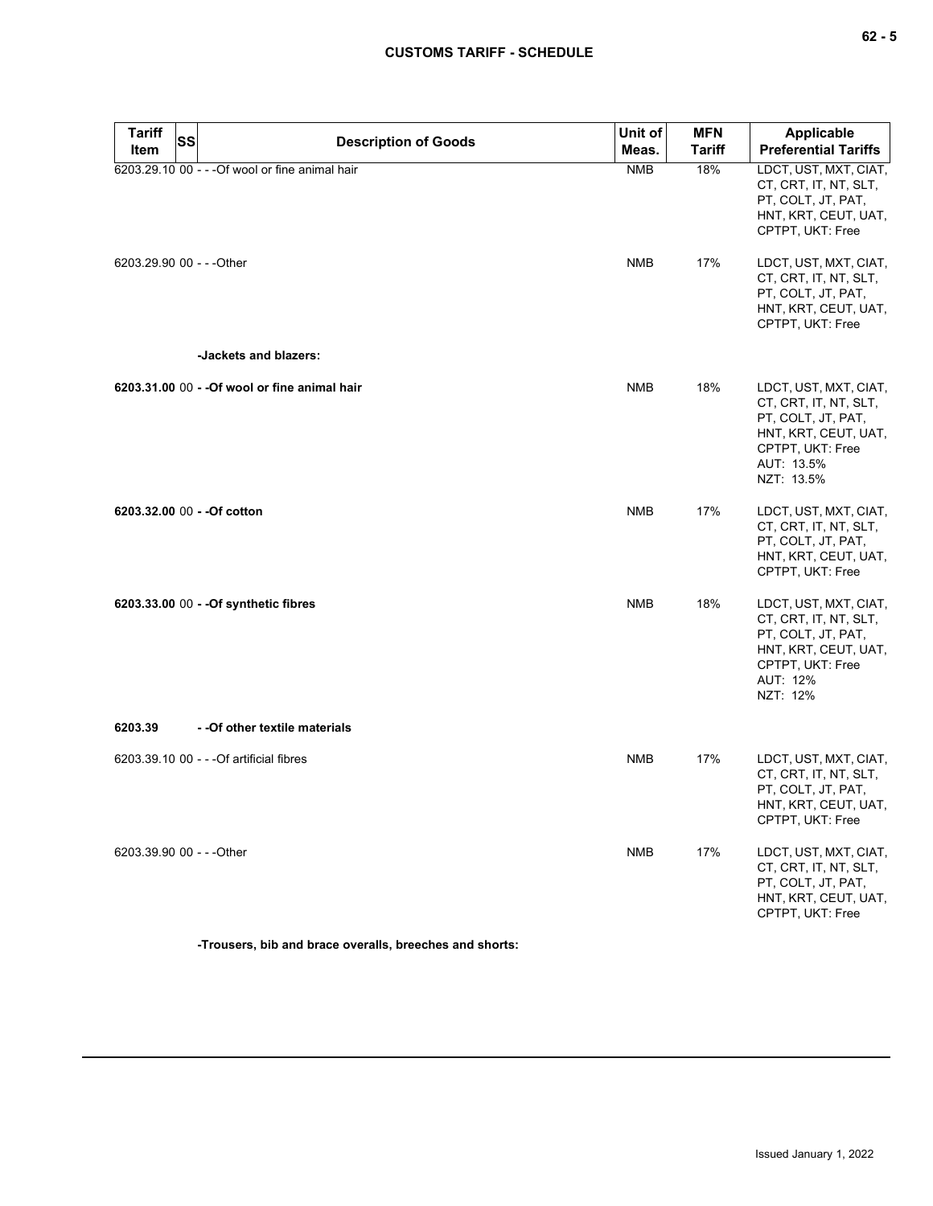| Tariff Item | SS | Description of Goods | Unit of Meas. | MFN Tariff | Applicable Preferential Tariffs |
|---|---|---|---|---|---|
| 6203.29.10 | 00 | - - -Of wool or fine animal hair | NMB | 18% | LDCT, UST, MXT, CIAT, CT, CRT, IT, NT, SLT, PT, COLT, JT, PAT, HNT, KRT, CEUT, UAT, CPTPT, UKT: Free |
| 6203.29.90 | 00 | - - -Other | NMB | 17% | LDCT, UST, MXT, CIAT, CT, CRT, IT, NT, SLT, PT, COLT, JT, PAT, HNT, KRT, CEUT, UAT, CPTPT, UKT: Free |
| | | **-Jackets and blazers:** | | | |
| **6203.31.00** | 00 | **- -Of wool or fine animal hair** | NMB | 18% | LDCT, UST, MXT, CIAT, CT, CRT, IT, NT, SLT, PT, COLT, JT, PAT, HNT, KRT, CEUT, UAT, CPTPT, UKT: Free<br>AUT: 13.5%<br>NZT: 13.5% |
| **6203.32.00** | 00 | **- -Of cotton** | NMB | 17% | LDCT, UST, MXT, CIAT, CT, CRT, IT, NT, SLT, PT, COLT, JT, PAT, HNT, KRT, CEUT, UAT, CPTPT, UKT: Free |
| **6203.33.00** | 00 | **- -Of synthetic fibres** | NMB | 18% | LDCT, UST, MXT, CIAT, CT, CRT, IT, NT, SLT, PT, COLT, JT, PAT, HNT, KRT, CEUT, UAT, CPTPT, UKT: Free<br>AUT: 12%<br>NZT: 12% |
| **6203.39** | | **- -Of other textile materials** | | | |
| 6203.39.10 | 00 | - - -Of artificial fibres | NMB | 17% | LDCT, UST, MXT, CIAT, CT, CRT, IT, NT, SLT, PT, COLT, JT, PAT, HNT, KRT, CEUT, UAT, CPTPT, UKT: Free |
| 6203.39.90 | 00 | - - -Other | NMB | 17% | LDCT, UST, MXT, CIAT, CT, CRT, IT, NT, SLT, PT, COLT, JT, PAT, HNT, KRT, CEUT, UAT, CPTPT, UKT: Free |
| | | **-Trousers, bib and brace overalls, breeches and shorts:** | | | |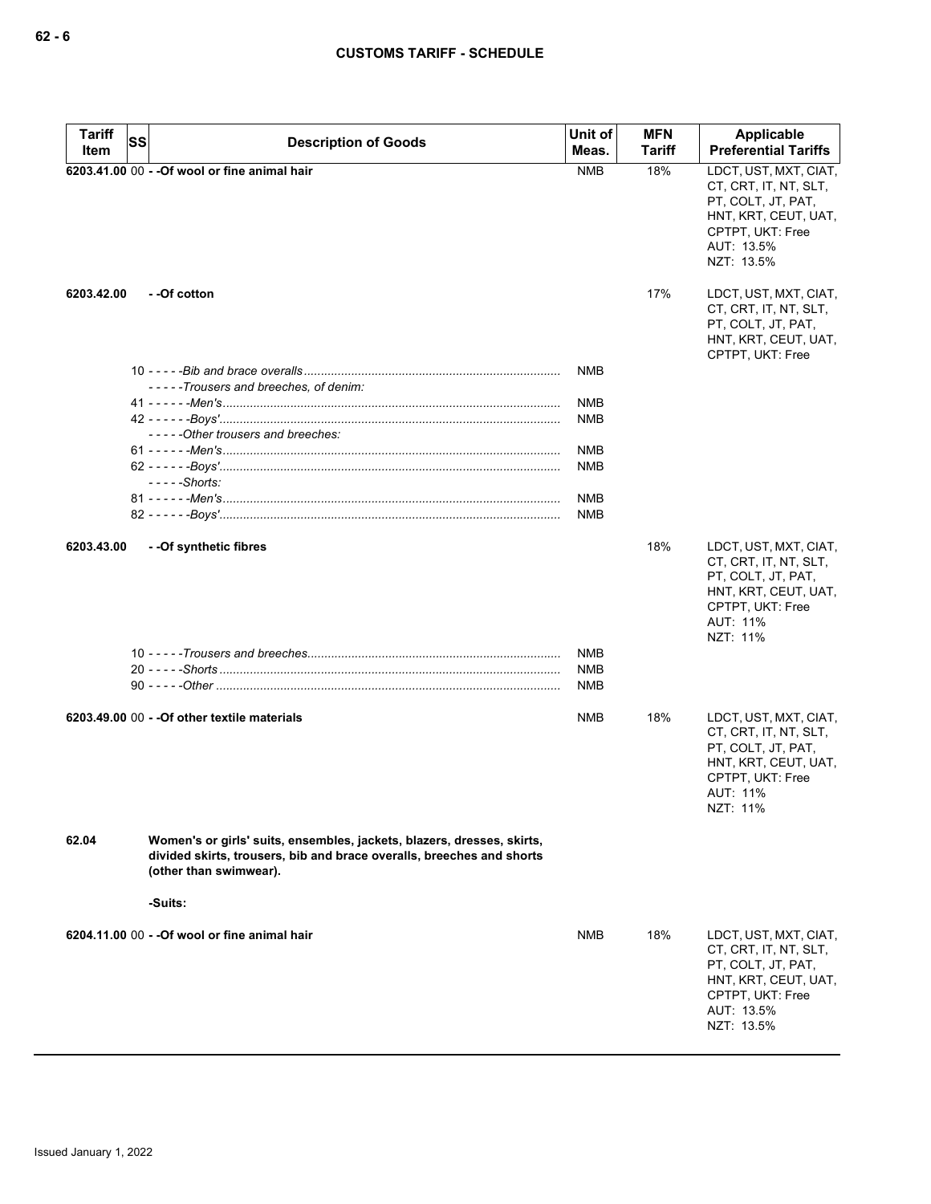| Tariff Item | SS | Description of Goods | Unit of Meas. | MFN Tariff | Applicable Preferential Tariffs |
|---|---|---|---|---|---|
| 6203.41.00 | 00 | - -Of wool or fine animal hair | NMB | 18% | LDCT, UST, MXT, CIAT, CT, CRT, IT, NT, SLT, PT, COLT, JT, PAT, HNT, KRT, CEUT, UAT, CPTPT, UKT: Free<br>AUT: 13.5%<br>NZT: 13.5% |
| 6203.42.00 | | - -Of cotton | | 17% | LDCT, UST, MXT, CIAT, CT, CRT, IT, NT, SLT, PT, COLT, JT, PAT, HNT, KRT, CEUT, UAT, CPTPT, UKT: Free |
| | 10 | - - - - -*Bib and brace overalls* | NMB | | |
| | | - - - - -*Trousers and breeches, of denim:* | | | |
| | 41 | - - - - - -*Men's* | NMB | | |
| | 42 | - - - - - -*Boys'* | NMB | | |
| | | - - - - -*Other trousers and breeches:* | | | |
| | 61 | - - - - - -*Men's* | NMB | | |
| | 62 | - - - - - -*Boys'* | NMB | | |
| | | - - - - -*Shorts:* | | | |
| | 81 | - - - - - -*Men's* | NMB | | |
| | 82 | - - - - - -*Boys'* | NMB | | |
| 6203.43.00 | | - -Of synthetic fibres | | 18% | LDCT, UST, MXT, CIAT, CT, CRT, IT, NT, SLT, PT, COLT, JT, PAT, HNT, KRT, CEUT, UAT, CPTPT, UKT: Free<br>AUT: 11%<br>NZT: 11% |
| | 10 | - - - - -*Trousers and breeches* | NMB | | |
| | 20 | - - - - -*Shorts* | NMB | | |
| | 90 | - - - - -*Other* | NMB | | |
| 6203.49.00 | 00 | - -Of other textile materials | NMB | 18% | LDCT, UST, MXT, CIAT, CT, CRT, IT, NT, SLT, PT, COLT, JT, PAT, HNT, KRT, CEUT, UAT, CPTPT, UKT: Free<br>AUT: 11%<br>NZT: 11% |
| 62.04 | | **Women's or girls' suits, ensembles, jackets, blazers, dresses, skirts, divided skirts, trousers, bib and brace overalls, breeches and shorts (other than swimwear).** | | | |
| | | **-Suits:** | | | |
| 6204.11.00 | 00 | - -Of wool or fine animal hair | NMB | 18% | LDCT, UST, MXT, CIAT, CT, CRT, IT, NT, SLT, PT, COLT, JT, PAT, HNT, KRT, CEUT, UAT, CPTPT, UKT: Free<br>AUT: 13.5%<br>NZT: 13.5% |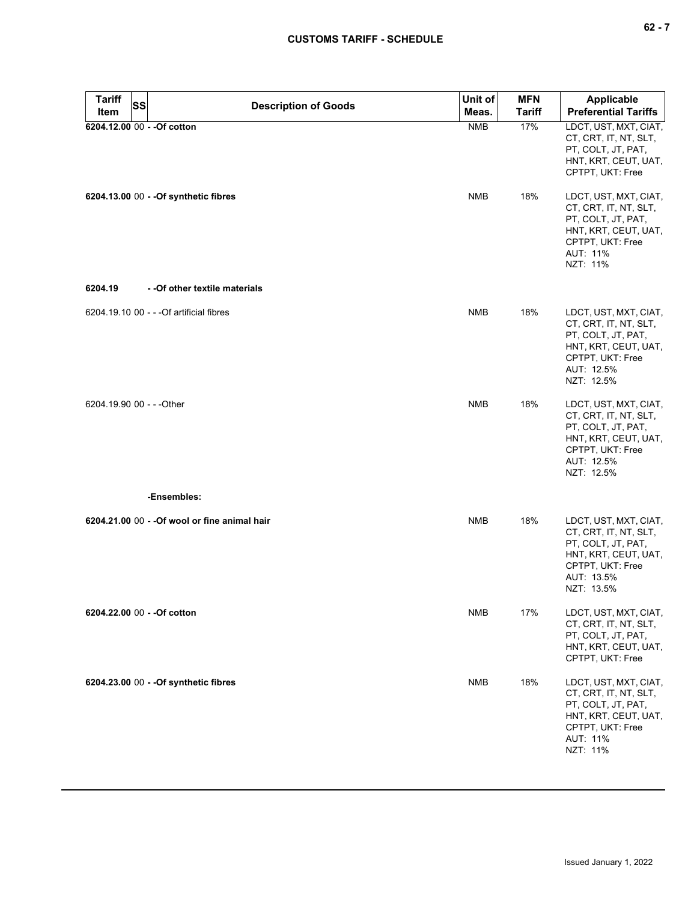| Tariff Item | SS | Description of Goods | Unit of Meas. | MFN Tariff | Applicable Preferential Tariffs |
|---|---|---|---|---|---|
| **6204.12.00** | 00 | **- -Of cotton** | NMB | 17% | LDCT, UST, MXT, CIAT, CT, CRT, IT, NT, SLT, PT, COLT, JT, PAT, HNT, KRT, CEUT, UAT, CPTPT, UKT: Free |
| **6204.13.00** | 00 | **- -Of synthetic fibres** | NMB | 18% | LDCT, UST, MXT, CIAT, CT, CRT, IT, NT, SLT, PT, COLT, JT, PAT, HNT, KRT, CEUT, UAT, CPTPT, UKT: Free<br>AUT: 11%<br>NZT: 11% |
| **6204.19** | | **- -Of other textile materials** | | | |
| 6204.19.10 | 00 | - - -Of artificial fibres | NMB | 18% | LDCT, UST, MXT, CIAT, CT, CRT, IT, NT, SLT, PT, COLT, JT, PAT, HNT, KRT, CEUT, UAT, CPTPT, UKT: Free<br>AUT: 12.5%<br>NZT: 12.5% |
| 6204.19.90 | 00 | - - -Other | NMB | 18% | LDCT, UST, MXT, CIAT, CT, CRT, IT, NT, SLT, PT, COLT, JT, PAT, HNT, KRT, CEUT, UAT, CPTPT, UKT: Free<br>AUT: 12.5%<br>NZT: 12.5% |
| | | **-Ensembles:** | | | |
| **6204.21.00** | 00 | **- -Of wool or fine animal hair** | NMB | 18% | LDCT, UST, MXT, CIAT, CT, CRT, IT, NT, SLT, PT, COLT, JT, PAT, HNT, KRT, CEUT, UAT, CPTPT, UKT: Free<br>AUT: 13.5%<br>NZT: 13.5% |
| **6204.22.00** | 00 | **- -Of cotton** | NMB | 17% | LDCT, UST, MXT, CIAT, CT, CRT, IT, NT, SLT, PT, COLT, JT, PAT, HNT, KRT, CEUT, UAT, CPTPT, UKT: Free |
| **6204.23.00** | 00 | **- -Of synthetic fibres** | NMB | 18% | LDCT, UST, MXT, CIAT, CT, CRT, IT, NT, SLT, PT, COLT, JT, PAT, HNT, KRT, CEUT, UAT, CPTPT, UKT: Free<br>AUT: 11%<br>NZT: 11% |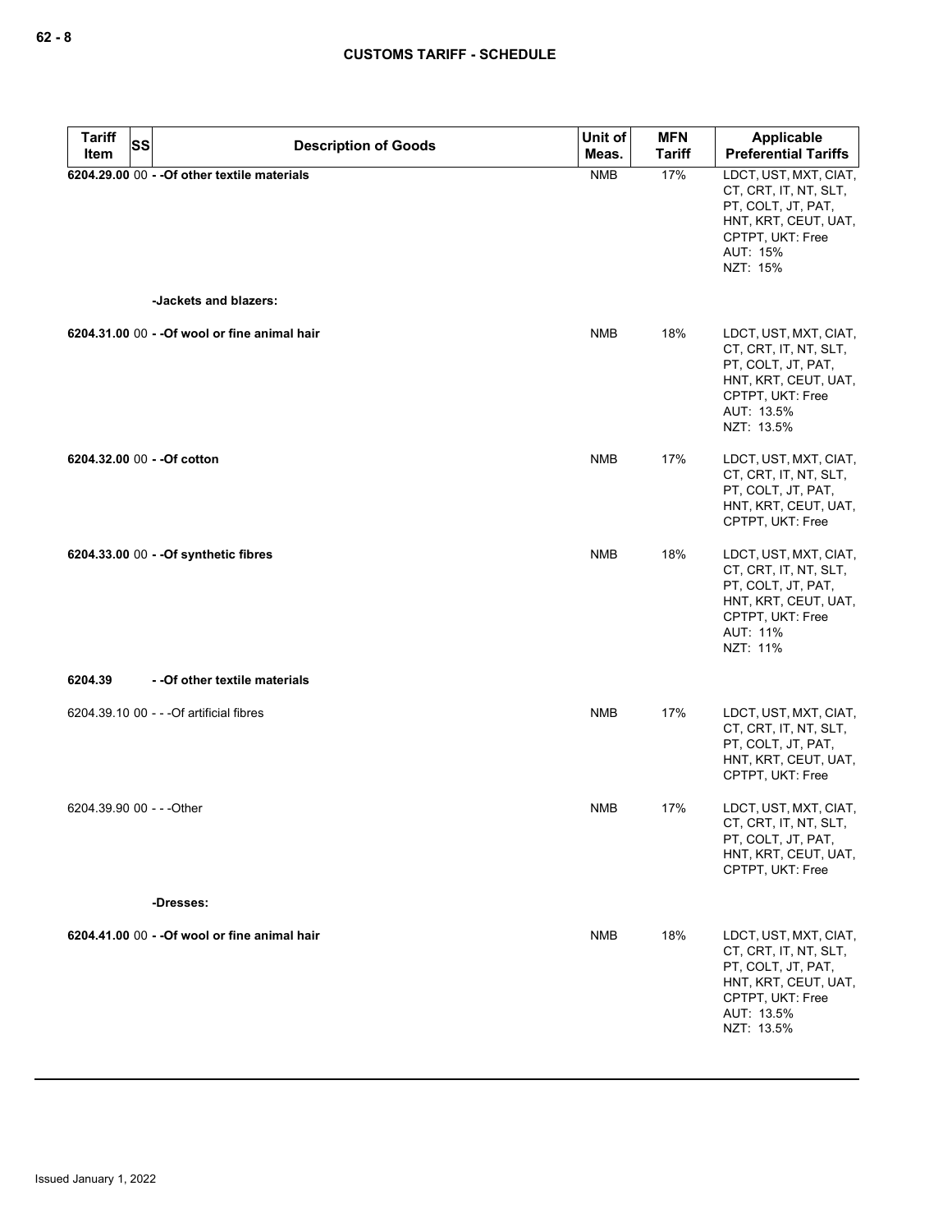| Tariff Item | SS | Description of Goods | Unit of Meas. | MFN Tariff | Applicable Preferential Tariffs |
|---|---|---|---|---|---|
| **6204.29.00** | 00 | **- -Of other textile materials** | NMB | 17% | LDCT, UST, MXT, CIAT, CT, CRT, IT, NT, SLT, PT, COLT, JT, PAT, HNT, KRT, CEUT, UAT, CPTPT, UKT: Free<br>AUT: 15%<br>NZT: 15% |
| | | **-Jackets and blazers:** | | | |
| **6204.31.00** | 00 | **- -Of wool or fine animal hair** | NMB | 18% | LDCT, UST, MXT, CIAT, CT, CRT, IT, NT, SLT, PT, COLT, JT, PAT, HNT, KRT, CEUT, UAT, CPTPT, UKT: Free<br>AUT: 13.5%<br>NZT: 13.5% |
| **6204.32.00** | 00 | **- -Of cotton** | NMB | 17% | LDCT, UST, MXT, CIAT, CT, CRT, IT, NT, SLT, PT, COLT, JT, PAT, HNT, KRT, CEUT, UAT, CPTPT, UKT: Free |
| **6204.33.00** | 00 | **- -Of synthetic fibres** | NMB | 18% | LDCT, UST, MXT, CIAT, CT, CRT, IT, NT, SLT, PT, COLT, JT, PAT, HNT, KRT, CEUT, UAT, CPTPT, UKT: Free<br>AUT: 11%<br>NZT: 11% |
| **6204.39** | | **- -Of other textile materials** | | | |
| 6204.39.10 | 00 | - - -Of artificial fibres | NMB | 17% | LDCT, UST, MXT, CIAT, CT, CRT, IT, NT, SLT, PT, COLT, JT, PAT, HNT, KRT, CEUT, UAT, CPTPT, UKT: Free |
| 6204.39.90 | 00 | - - -Other | NMB | 17% | LDCT, UST, MXT, CIAT, CT, CRT, IT, NT, SLT, PT, COLT, JT, PAT, HNT, KRT, CEUT, UAT, CPTPT, UKT: Free |
| | | **-Dresses:** | | | |
| **6204.41.00** | 00 | **- -Of wool or fine animal hair** | NMB | 18% | LDCT, UST, MXT, CIAT, CT, CRT, IT, NT, SLT, PT, COLT, JT, PAT, HNT, KRT, CEUT, UAT, CPTPT, UKT: Free<br>AUT: 13.5%<br>NZT: 13.5% |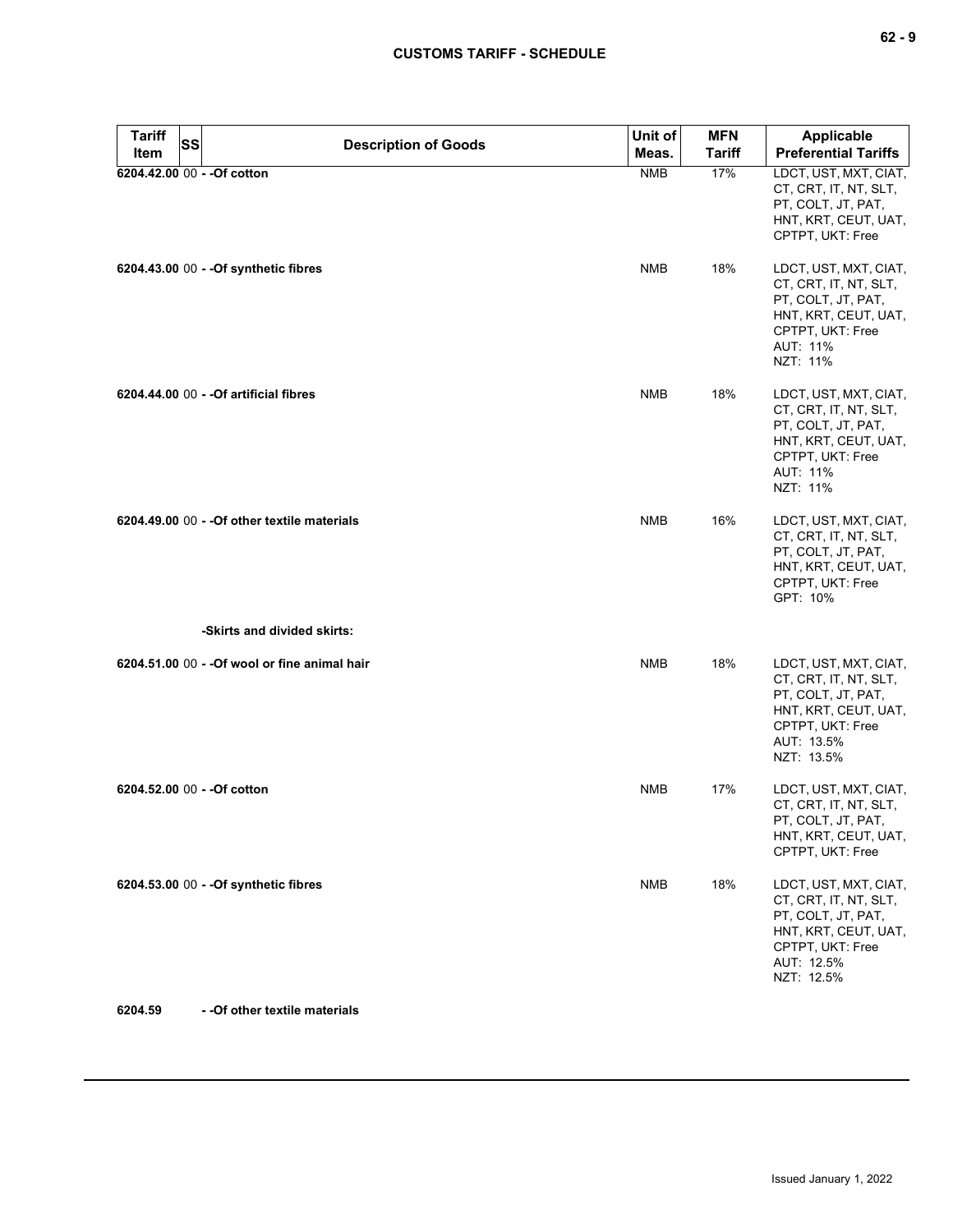| Tariff Item | SS | Description of Goods | Unit of Meas. | MFN Tariff | Applicable Preferential Tariffs |
|---|---|---|---|---|---|
| 6204.42.00 | 00 | - -Of cotton | NMB | 17% | LDCT, UST, MXT, CIAT, CT, CRT, IT, NT, SLT, PT, COLT, JT, PAT, HNT, KRT, CEUT, UAT, CPTPT, UKT: Free |
| 6204.43.00 | 00 | - -Of synthetic fibres | NMB | 18% | LDCT, UST, MXT, CIAT, CT, CRT, IT, NT, SLT, PT, COLT, JT, PAT, HNT, KRT, CEUT, UAT, CPTPT, UKT: Free<br>AUT: 11%<br>NZT: 11% |
| 6204.44.00 | 00 | - -Of artificial fibres | NMB | 18% | LDCT, UST, MXT, CIAT, CT, CRT, IT, NT, SLT, PT, COLT, JT, PAT, HNT, KRT, CEUT, UAT, CPTPT, UKT: Free<br>AUT: 11%<br>NZT: 11% |
| 6204.49.00 | 00 | - -Of other textile materials | NMB | 16% | LDCT, UST, MXT, CIAT, CT, CRT, IT, NT, SLT, PT, COLT, JT, PAT, HNT, KRT, CEUT, UAT, CPTPT, UKT: Free<br>GPT: 10% |
| | | -Skirts and divided skirts: | | | |
| 6204.51.00 | 00 | - -Of wool or fine animal hair | NMB | 18% | LDCT, UST, MXT, CIAT, CT, CRT, IT, NT, SLT, PT, COLT, JT, PAT, HNT, KRT, CEUT, UAT, CPTPT, UKT: Free<br>AUT: 13.5%<br>NZT: 13.5% |
| 6204.52.00 | 00 | - -Of cotton | NMB | 17% | LDCT, UST, MXT, CIAT, CT, CRT, IT, NT, SLT, PT, COLT, JT, PAT, HNT, KRT, CEUT, UAT, CPTPT, UKT: Free |
| 6204.53.00 | 00 | - -Of synthetic fibres | NMB | 18% | LDCT, UST, MXT, CIAT, CT, CRT, IT, NT, SLT, PT, COLT, JT, PAT, HNT, KRT, CEUT, UAT, CPTPT, UKT: Free<br>AUT: 12.5%<br>NZT: 12.5% |
| 6204.59 | | - -Of other textile materials | | | |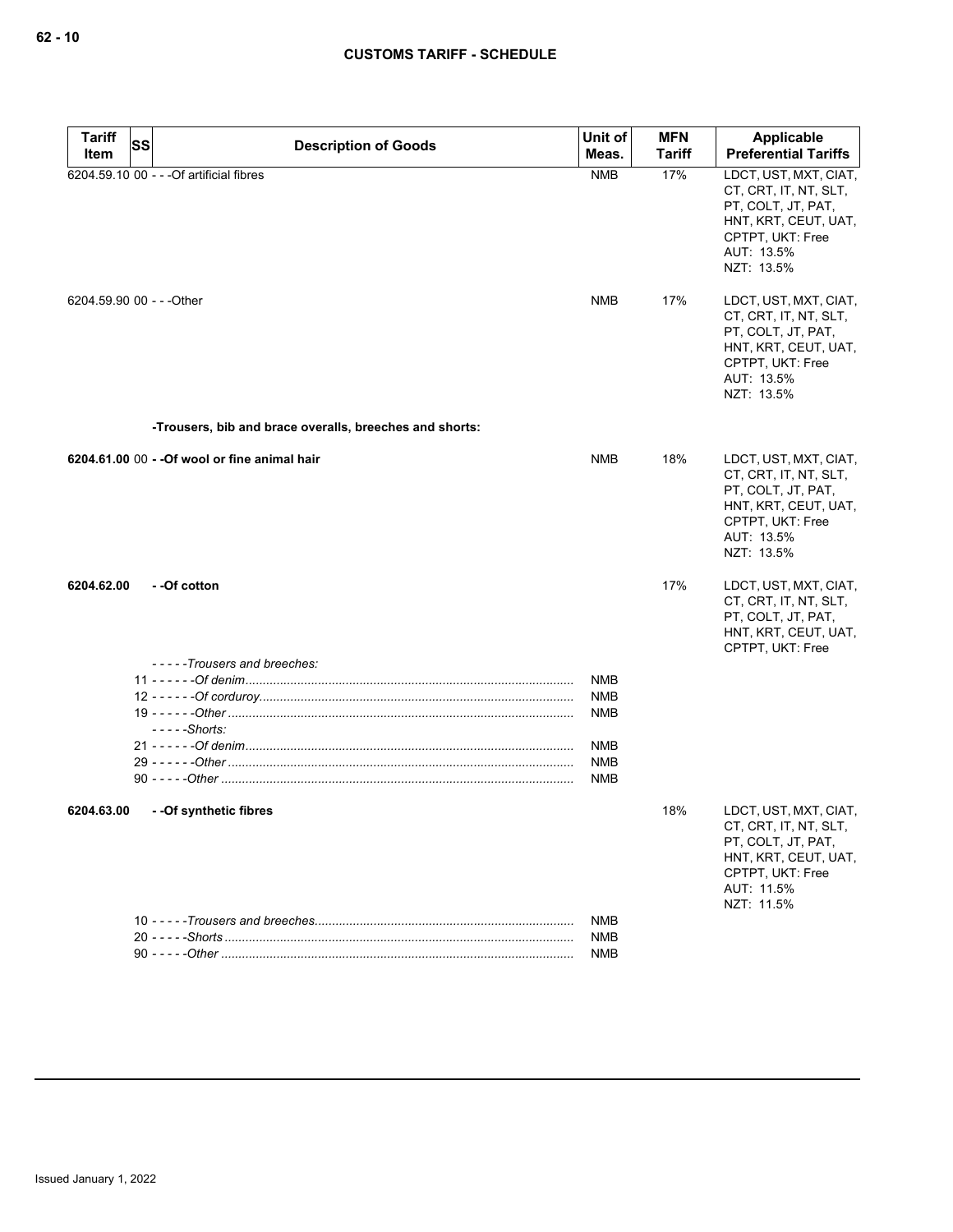| Tariff Item | SS | Description of Goods | Unit of Meas. | MFN Tariff | Applicable Preferential Tariffs |
|---|---|---|---|---|---|
| 6204.59.10 | 00 | - - -Of artificial fibres | NMB | 17% | LDCT, UST, MXT, CIAT, CT, CRT, IT, NT, SLT, PT, COLT, JT, PAT, HNT, KRT, CEUT, UAT, CPTPT, UKT: Free<br>AUT: 13.5%<br>NZT: 13.5% |
| 6204.59.90 | 00 | - - -Other | NMB | 17% | LDCT, UST, MXT, CIAT, CT, CRT, IT, NT, SLT, PT, COLT, JT, PAT, HNT, KRT, CEUT, UAT, CPTPT, UKT: Free<br>AUT: 13.5%<br>NZT: 13.5% |
| | | **-Trousers, bib and brace overalls, breeches and shorts:** | | | |
| **6204.61.00** | 00 | **- -Of wool or fine animal hair** | NMB | 18% | LDCT, UST, MXT, CIAT, CT, CRT, IT, NT, SLT, PT, COLT, JT, PAT, HNT, KRT, CEUT, UAT, CPTPT, UKT: Free<br>AUT: 13.5%<br>NZT: 13.5% |
| **6204.62.00** | | **- -Of cotton** | | 17% | LDCT, UST, MXT, CIAT, CT, CRT, IT, NT, SLT, PT, COLT, JT, PAT, HNT, KRT, CEUT, UAT, CPTPT, UKT: Free |
| | | *- - - - -Trousers and breeches:* | | | |
| | 11 | *- - - - - -Of denim* | NMB | | |
| | 12 | *- - - - - -Of corduroy* | NMB | | |
| | 19 | *- - - - - -Other* | NMB | | |
| | | *- - - - -Shorts:* | | | |
| | 21 | *- - - - - -Of denim* | NMB | | |
| | 29 | *- - - - - -Other* | NMB | | |
| | 90 | *- - - - -Other* | NMB | | |
| **6204.63.00** | | **- -Of synthetic fibres** | | 18% | LDCT, UST, MXT, CIAT, CT, CRT, IT, NT, SLT, PT, COLT, JT, PAT, HNT, KRT, CEUT, UAT, CPTPT, UKT: Free<br>AUT: 11.5%<br>NZT: 11.5% |
| | 10 | *- - - - -Trousers and breeches* | NMB | | |
| | 20 | *- - - - -Shorts* | NMB | | |
| | 90 | *- - - - -Other* | NMB | | |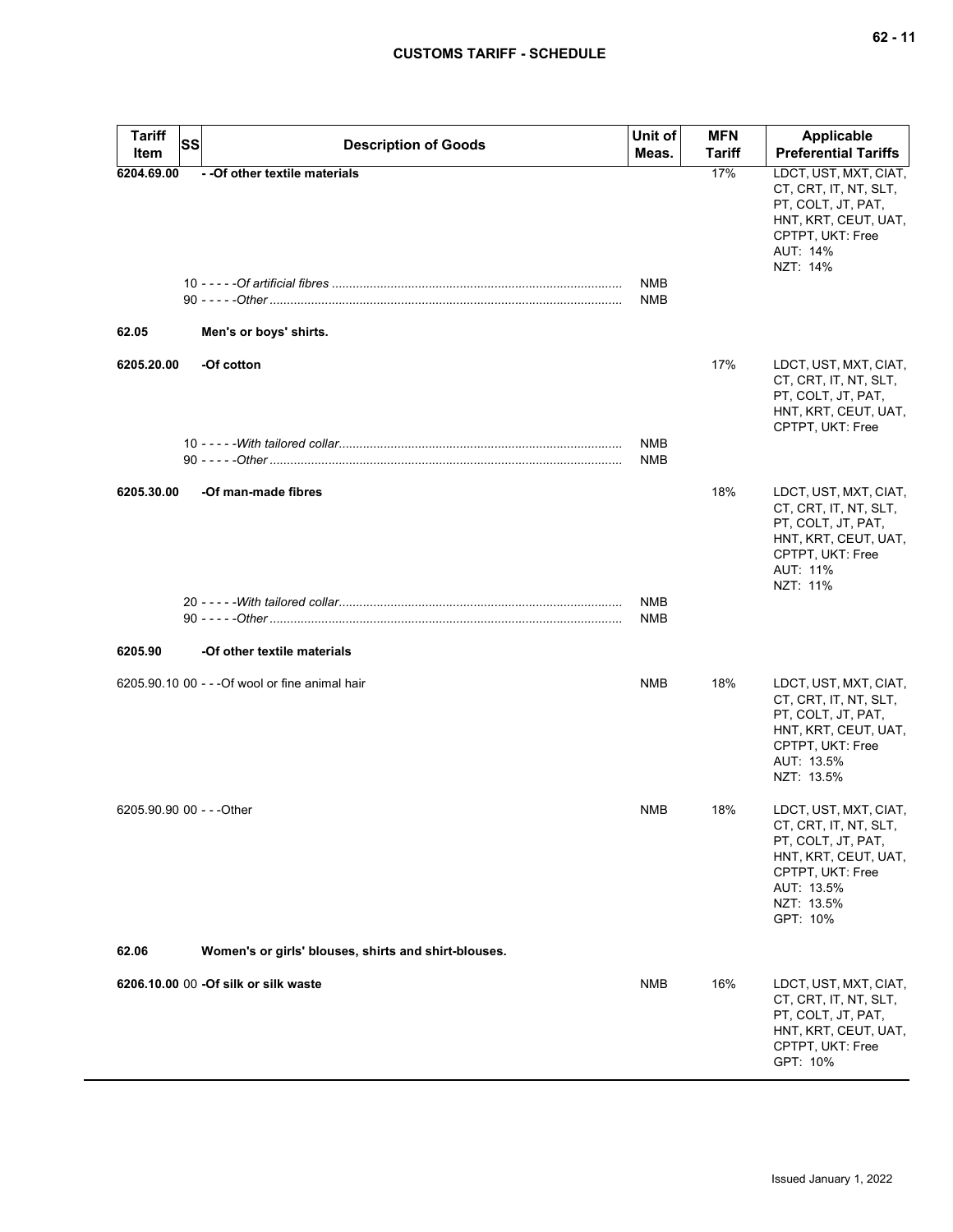| Tariff Item | SS | Description of Goods | Unit of Meas. | MFN Tariff | Applicable Preferential Tariffs |
|---|---|---|---|---|---|
| **6204.69.00** | | **- -Of other textile materials** | | 17% | LDCT, UST, MXT, CIAT, CT, CRT, IT, NT, SLT, PT, COLT, JT, PAT, HNT, KRT, CEUT, UAT, CPTPT, UKT: Free<br>AUT: 14%<br>NZT: 14% |
| | | 10 - - - - -*Of artificial fibres* | NMB | | |
| | | 90 - - - - -*Other* | NMB | | |
| **62.05** | | **Men's or boys' shirts.** | | | |
| **6205.20.00** | | **-Of cotton** | | 17% | LDCT, UST, MXT, CIAT, CT, CRT, IT, NT, SLT, PT, COLT, JT, PAT, HNT, KRT, CEUT, UAT, CPTPT, UKT: Free |
| | | 10 - - - - -*With tailored collar* | NMB | | |
| | | 90 - - - - -*Other* | NMB | | |
| **6205.30.00** | | **-Of man-made fibres** | | 18% | LDCT, UST, MXT, CIAT, CT, CRT, IT, NT, SLT, PT, COLT, JT, PAT, HNT, KRT, CEUT, UAT, CPTPT, UKT: Free<br>AUT: 11%<br>NZT: 11% |
| | | 20 - - - - -*With tailored collar* | NMB | | |
| | | 90 - - - - -*Other* | NMB | | |
| **6205.90** | | **-Of other textile materials** | | | |
| 6205.90.10 | 00 | - - -Of wool or fine animal hair | NMB | 18% | LDCT, UST, MXT, CIAT, CT, CRT, IT, NT, SLT, PT, COLT, JT, PAT, HNT, KRT, CEUT, UAT, CPTPT, UKT: Free<br>AUT: 13.5%<br>NZT: 13.5% |
| 6205.90.90 | 00 | - - -Other | NMB | 18% | LDCT, UST, MXT, CIAT, CT, CRT, IT, NT, SLT, PT, COLT, JT, PAT, HNT, KRT, CEUT, UAT, CPTPT, UKT: Free<br>AUT: 13.5%<br>NZT: 13.5%<br>GPT: 10% |
| **62.06** | | **Women's or girls' blouses, shirts and shirt-blouses.** | | | |
| **6206.10.00** | 00 | **-Of silk or silk waste** | NMB | 16% | LDCT, UST, MXT, CIAT, CT, CRT, IT, NT, SLT, PT, COLT, JT, PAT, HNT, KRT, CEUT, UAT, CPTPT, UKT: Free<br>GPT: 10% |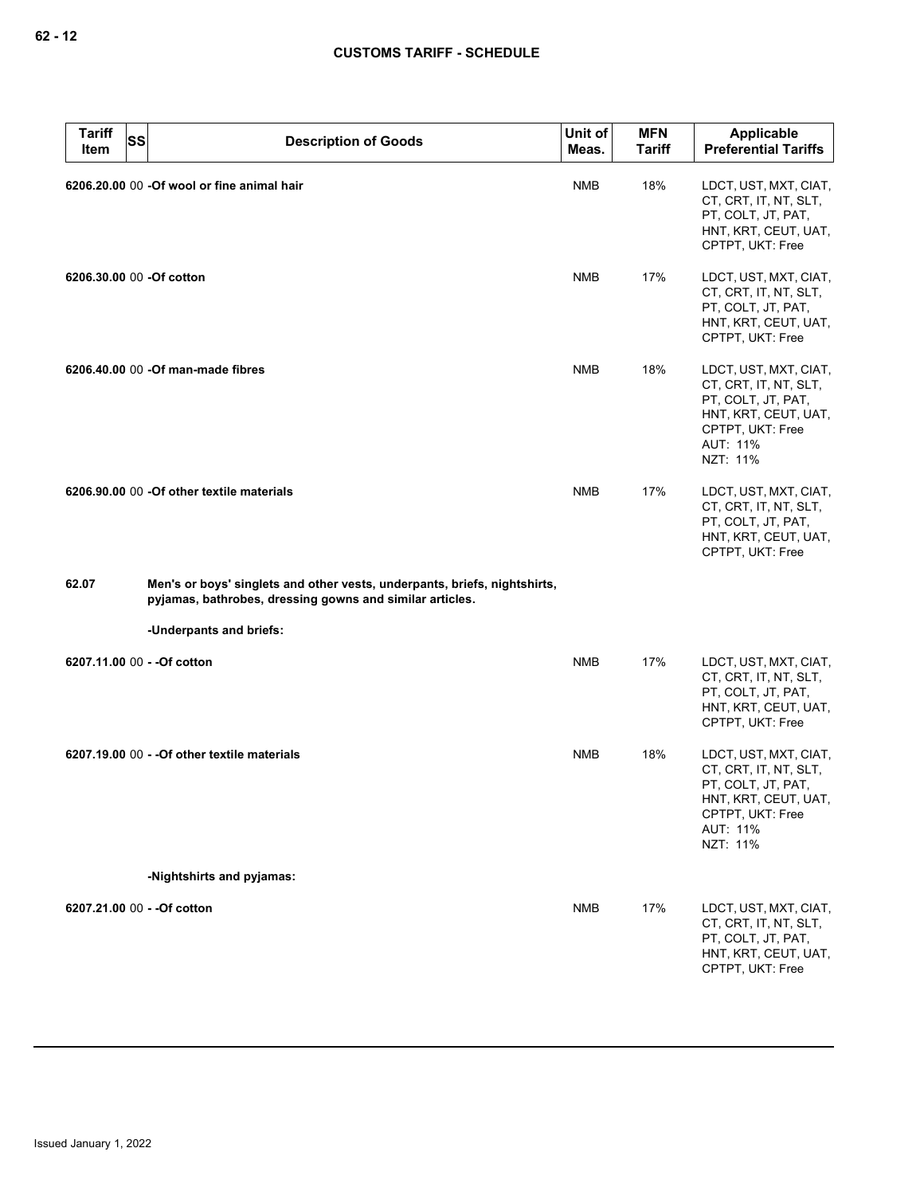| Tariff Item | SS | Description of Goods | Unit of Meas. | MFN Tariff | Applicable Preferential Tariffs |
|---|---|---|---|---|---|
| 6206.20.00 | 00 | -Of wool or fine animal hair | NMB | 18% | LDCT, UST, MXT, CIAT, CT, CRT, IT, NT, SLT, PT, COLT, JT, PAT, HNT, KRT, CEUT, UAT, CPTPT, UKT: Free |
| 6206.30.00 | 00 | -Of cotton | NMB | 17% | LDCT, UST, MXT, CIAT, CT, CRT, IT, NT, SLT, PT, COLT, JT, PAT, HNT, KRT, CEUT, UAT, CPTPT, UKT: Free |
| 6206.40.00 | 00 | -Of man-made fibres | NMB | 18% | LDCT, UST, MXT, CIAT, CT, CRT, IT, NT, SLT, PT, COLT, JT, PAT, HNT, KRT, CEUT, UAT, CPTPT, UKT: Free<br>AUT: 11%<br>NZT: 11% |
| 6206.90.00 | 00 | -Of other textile materials | NMB | 17% | LDCT, UST, MXT, CIAT, CT, CRT, IT, NT, SLT, PT, COLT, JT, PAT, HNT, KRT, CEUT, UAT, CPTPT, UKT: Free |
| 62.07 | | **Men's or boys' singlets and other vests, underpants, briefs, nightshirts, pyjamas, bathrobes, dressing gowns and similar articles.** | | | |
| | | -Underpants and briefs: | | | |
| 6207.11.00 | 00 | - -Of cotton | NMB | 17% | LDCT, UST, MXT, CIAT, CT, CRT, IT, NT, SLT, PT, COLT, JT, PAT, HNT, KRT, CEUT, UAT, CPTPT, UKT: Free |
| 6207.19.00 | 00 | - -Of other textile materials | NMB | 18% | LDCT, UST, MXT, CIAT, CT, CRT, IT, NT, SLT, PT, COLT, JT, PAT, HNT, KRT, CEUT, UAT, CPTPT, UKT: Free<br>AUT: 11%<br>NZT: 11% |
| | | -Nightshirts and pyjamas: | | | |
| 6207.21.00 | 00 | - -Of cotton | NMB | 17% | LDCT, UST, MXT, CIAT, CT, CRT, IT, NT, SLT, PT, COLT, JT, PAT, HNT, KRT, CEUT, UAT, CPTPT, UKT: Free |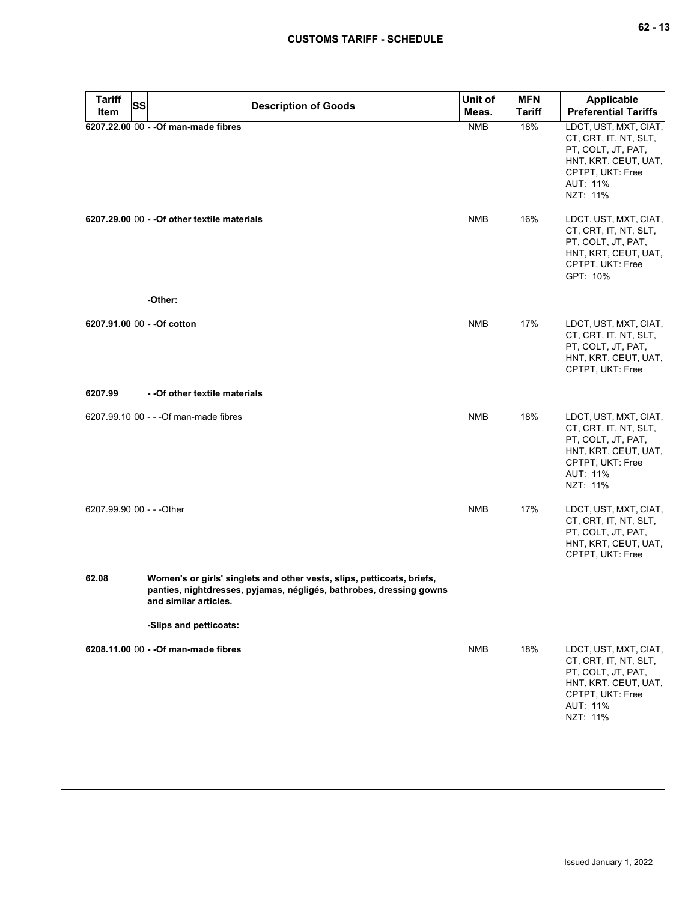| Tariff Item | SS | Description of Goods | Unit of Meas. | MFN Tariff | Applicable Preferential Tariffs |
|---|---|---|---|---|---|
| **6207.22.00** | 00 | **- -Of man-made fibres** | NMB | 18% | LDCT, UST, MXT, CIAT, CT, CRT, IT, NT, SLT, PT, COLT, JT, PAT, HNT, KRT, CEUT, UAT, CPTPT, UKT: Free<br>AUT: 11%<br>NZT: 11% |
| **6207.29.00** | 00 | **- -Of other textile materials** | NMB | 16% | LDCT, UST, MXT, CIAT, CT, CRT, IT, NT, SLT, PT, COLT, JT, PAT, HNT, KRT, CEUT, UAT, CPTPT, UKT: Free<br>GPT: 10% |
| | | **-Other:** | | | |
| **6207.91.00** | 00 | **- -Of cotton** | NMB | 17% | LDCT, UST, MXT, CIAT, CT, CRT, IT, NT, SLT, PT, COLT, JT, PAT, HNT, KRT, CEUT, UAT, CPTPT, UKT: Free |
| **6207.99** | | **- -Of other textile materials** | | | |
| 6207.99.10 | 00 | - - -Of man-made fibres | NMB | 18% | LDCT, UST, MXT, CIAT, CT, CRT, IT, NT, SLT, PT, COLT, JT, PAT, HNT, KRT, CEUT, UAT, CPTPT, UKT: Free<br>AUT: 11%<br>NZT: 11% |
| 6207.99.90 | 00 | - - -Other | NMB | 17% | LDCT, UST, MXT, CIAT, CT, CRT, IT, NT, SLT, PT, COLT, JT, PAT, HNT, KRT, CEUT, UAT, CPTPT, UKT: Free |
| **62.08** | | **Women's or girls' singlets and other vests, slips, petticoats, briefs, panties, nightdresses, pyjamas, négligés, bathrobes, dressing gowns and similar articles.** | | | |
| | | **-Slips and petticoats:** | | | |
| **6208.11.00** | 00 | **- -Of man-made fibres** | NMB | 18% | LDCT, UST, MXT, CIAT, CT, CRT, IT, NT, SLT, PT, COLT, JT, PAT, HNT, KRT, CEUT, UAT, CPTPT, UKT: Free<br>AUT: 11%<br>NZT: 11% |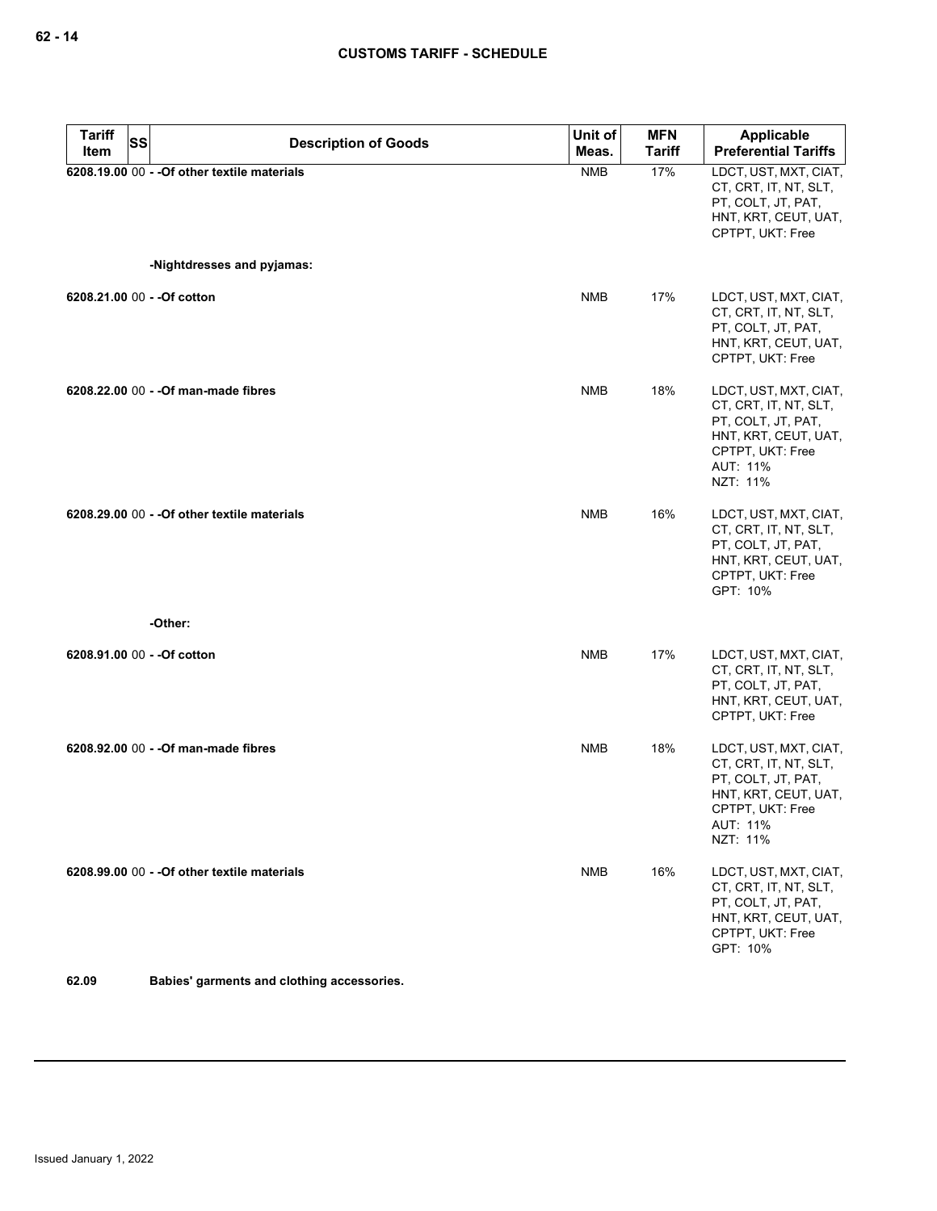| Tariff Item | SS | Description of Goods | Unit of Meas. | MFN Tariff | Applicable Preferential Tariffs |
|---|---|---|---|---|---|
| 6208.19.00 | 00 | - -Of other textile materials | NMB | 17% | LDCT, UST, MXT, CIAT, CT, CRT, IT, NT, SLT, PT, COLT, JT, PAT, HNT, KRT, CEUT, UAT, CPTPT, UKT: Free |
| | | -Nightdresses and pyjamas: | | | |
| 6208.21.00 | 00 | - -Of cotton | NMB | 17% | LDCT, UST, MXT, CIAT, CT, CRT, IT, NT, SLT, PT, COLT, JT, PAT, HNT, KRT, CEUT, UAT, CPTPT, UKT: Free |
| 6208.22.00 | 00 | - -Of man-made fibres | NMB | 18% | LDCT, UST, MXT, CIAT, CT, CRT, IT, NT, SLT, PT, COLT, JT, PAT, HNT, KRT, CEUT, UAT, CPTPT, UKT: Free<br>AUT: 11%<br>NZT: 11% |
| 6208.29.00 | 00 | - -Of other textile materials | NMB | 16% | LDCT, UST, MXT, CIAT, CT, CRT, IT, NT, SLT, PT, COLT, JT, PAT, HNT, KRT, CEUT, UAT, CPTPT, UKT: Free<br>GPT: 10% |
| | | -Other: | | | |
| 6208.91.00 | 00 | - -Of cotton | NMB | 17% | LDCT, UST, MXT, CIAT, CT, CRT, IT, NT, SLT, PT, COLT, JT, PAT, HNT, KRT, CEUT, UAT, CPTPT, UKT: Free |
| 6208.92.00 | 00 | - -Of man-made fibres | NMB | 18% | LDCT, UST, MXT, CIAT, CT, CRT, IT, NT, SLT, PT, COLT, JT, PAT, HNT, KRT, CEUT, UAT, CPTPT, UKT: Free<br>AUT: 11%<br>NZT: 11% |
| 6208.99.00 | 00 | - -Of other textile materials | NMB | 16% | LDCT, UST, MXT, CIAT, CT, CRT, IT, NT, SLT, PT, COLT, JT, PAT, HNT, KRT, CEUT, UAT, CPTPT, UKT: Free<br>GPT: 10% |
| **62.09** | | **Babies' garments and clothing accessories.** | | | |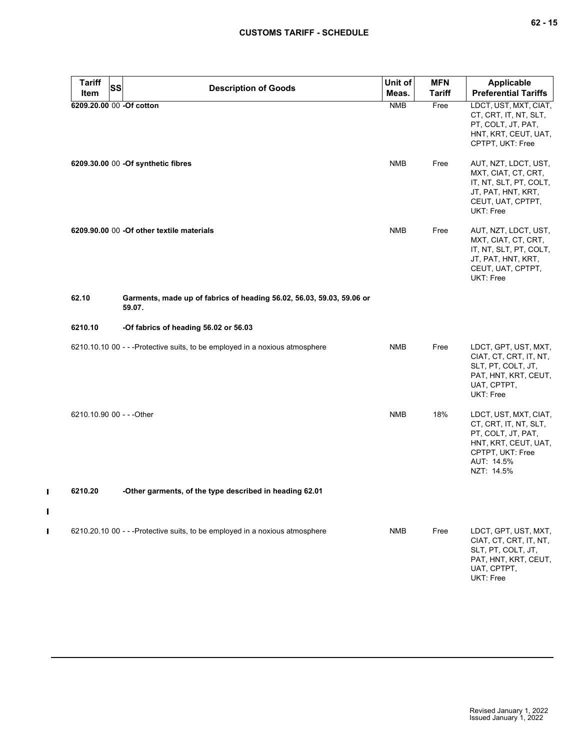| Tariff Item | SS | Description of Goods | Unit of Meas. | MFN Tariff | Applicable Preferential Tariffs |
|---|---|---|---|---|---|
| **6209.20.00** | 00 | **-Of cotton** | NMB | Free | LDCT, UST, MXT, CIAT, CT, CRT, IT, NT, SLT, PT, COLT, JT, PAT, HNT, KRT, CEUT, UAT, CPTPT, UKT: Free |
| **6209.30.00** | 00 | **-Of synthetic fibres** | NMB | Free | AUT, NZT, LDCT, UST, MXT, CIAT, CT, CRT, IT, NT, SLT, PT, COLT, JT, PAT, HNT, KRT, CEUT, UAT, CPTPT, UKT: Free |
| **6209.90.00** | 00 | **-Of other textile materials** | NMB | Free | AUT, NZT, LDCT, UST, MXT, CIAT, CT, CRT, IT, NT, SLT, PT, COLT, JT, PAT, HNT, KRT, CEUT, UAT, CPTPT, UKT: Free |
| **62.10** | | **Garments, made up of fabrics of heading 56.02, 56.03, 59.03, 59.06 or 59.07.** | | | |
| **6210.10** | | **-Of fabrics of heading 56.02 or 56.03** | | | |
| 6210.10.10 | 00 | - - -Protective suits, to be employed in a noxious atmosphere | NMB | Free | LDCT, GPT, UST, MXT, CIAT, CT, CRT, IT, NT, SLT, PT, COLT, JT, PAT, HNT, KRT, CEUT, UAT, CPTPT, UKT: Free |
| 6210.10.90 | 00 | - - -Other | NMB | 18% | LDCT, UST, MXT, CIAT, CT, CRT, IT, NT, SLT, PT, COLT, JT, PAT, HNT, KRT, CEUT, UAT, CPTPT, UKT: Free<br>AUT: 14.5%<br>NZT: 14.5% |
| **6210.20** | | **-Other garments, of the type described in heading 62.01** | | | |
| 6210.20.10 | 00 | - - -Protective suits, to be employed in a noxious atmosphere | NMB | Free | LDCT, GPT, UST, MXT, CIAT, CT, CRT, IT, NT, SLT, PT, COLT, JT, PAT, HNT, KRT, CEUT, UAT, CPTPT, UKT: Free |

Revised January 1, 2022
Issued January 1, 2022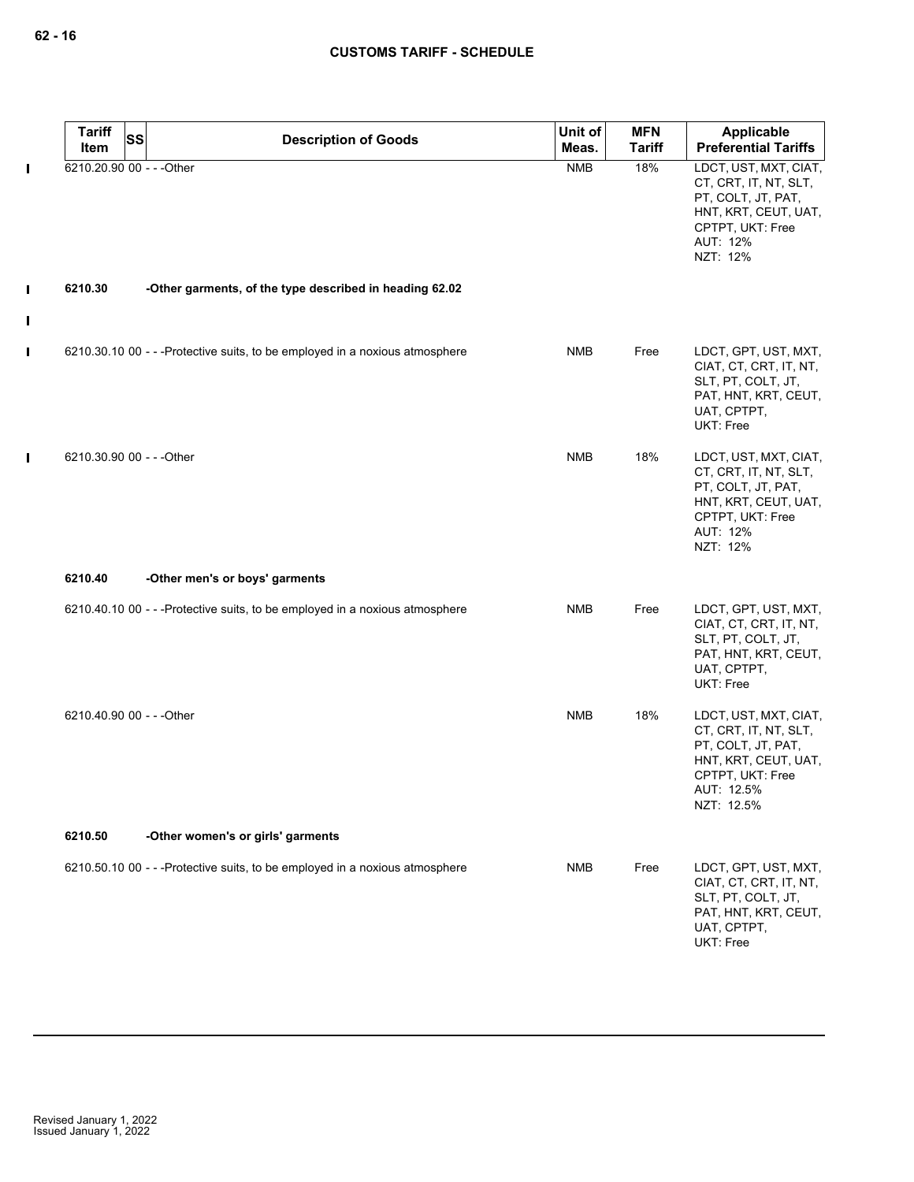| Tariff Item | SS | Description of Goods | Unit of Meas. | MFN Tariff | Applicable Preferential Tariffs |
|---|---|---|---|---|---|
| 6210.20.90 | 00 | - - -Other | NMB | 18% | LDCT, UST, MXT, CIAT, CT, CRT, IT, NT, SLT, PT, COLT, JT, PAT, HNT, KRT, CEUT, UAT, CPTPT, UKT: Free<br>AUT: 12%<br>NZT: 12% |
| 6210.30 | | -Other garments, of the type described in heading 62.02 | | | |
| 6210.30.10 | 00 | - - -Protective suits, to be employed in a noxious atmosphere | NMB | Free | LDCT, GPT, UST, MXT, CIAT, CT, CRT, IT, NT, SLT, PT, COLT, JT, PAT, HNT, KRT, CEUT, UAT, CPTPT, UKT: Free |
| 6210.30.90 | 00 | - - -Other | NMB | 18% | LDCT, UST, MXT, CIAT, CT, CRT, IT, NT, SLT, PT, COLT, JT, PAT, HNT, KRT, CEUT, UAT, CPTPT, UKT: Free<br>AUT: 12%<br>NZT: 12% |
| 6210.40 | | -Other men's or boys' garments | | | |
| 6210.40.10 | 00 | - - -Protective suits, to be employed in a noxious atmosphere | NMB | Free | LDCT, GPT, UST, MXT, CIAT, CT, CRT, IT, NT, SLT, PT, COLT, JT, PAT, HNT, KRT, CEUT, UAT, CPTPT, UKT: Free |
| 6210.40.90 | 00 | - - -Other | NMB | 18% | LDCT, UST, MXT, CIAT, CT, CRT, IT, NT, SLT, PT, COLT, JT, PAT, HNT, KRT, CEUT, UAT, CPTPT, UKT: Free<br>AUT: 12.5%<br>NZT: 12.5% |
| 6210.50 | | -Other women's or girls' garments | | | |
| 6210.50.10 | 00 | - - -Protective suits, to be employed in a noxious atmosphere | NMB | Free | LDCT, GPT, UST, MXT, CIAT, CT, CRT, IT, NT, SLT, PT, COLT, JT, PAT, HNT, KRT, CEUT, UAT, CPTPT, UKT: Free |

Revised January 1, 2022
Issued January 1, 2022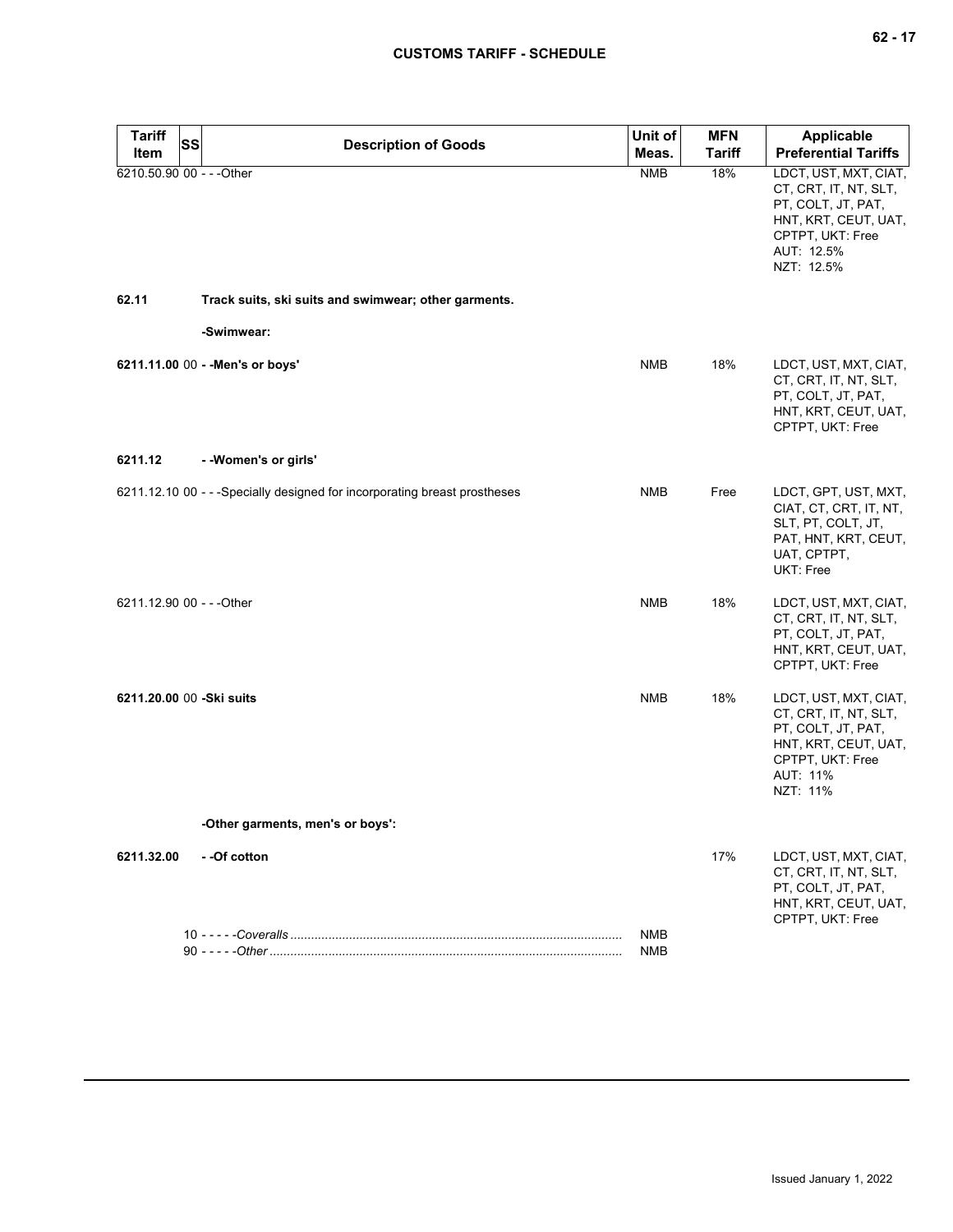| Tariff Item | SS | Description of Goods | Unit of Meas. | MFN Tariff | Applicable Preferential Tariffs |
|---|---|---|---|---|---|
| 6210.50.90 | 00 | - - -Other | NMB | 18% | LDCT, UST, MXT, CIAT, CT, CRT, IT, NT, SLT, PT, COLT, JT, PAT, HNT, KRT, CEUT, UAT, CPTPT, UKT: Free<br>AUT: 12.5%<br>NZT: 12.5% |
| **62.11** | | **Track suits, ski suits and swimwear; other garments.** | | | |
| | | **-Swimwear:** | | | |
| **6211.11.00** | 00 | **- -Men's or boys'** | NMB | 18% | LDCT, UST, MXT, CIAT, CT, CRT, IT, NT, SLT, PT, COLT, JT, PAT, HNT, KRT, CEUT, UAT, CPTPT, UKT: Free |
| **6211.12** | | **- -Women's or girls'** | | | |
| 6211.12.10 | 00 | - - -Specially designed for incorporating breast prostheses | NMB | Free | LDCT, GPT, UST, MXT, CIAT, CT, CRT, IT, NT, SLT, PT, COLT, JT, PAT, HNT, KRT, CEUT, UAT, CPTPT, UKT: Free |
| 6211.12.90 | 00 | - - -Other | NMB | 18% | LDCT, UST, MXT, CIAT, CT, CRT, IT, NT, SLT, PT, COLT, JT, PAT, HNT, KRT, CEUT, UAT, CPTPT, UKT: Free |
| **6211.20.00** | 00 | **-Ski suits** | NMB | 18% | LDCT, UST, MXT, CIAT, CT, CRT, IT, NT, SLT, PT, COLT, JT, PAT, HNT, KRT, CEUT, UAT, CPTPT, UKT: Free<br>AUT: 11%<br>NZT: 11% |
| | | **-Other garments, men's or boys':** | | | |
| **6211.32.00** | | **- -Of cotton** | | 17% | LDCT, UST, MXT, CIAT, CT, CRT, IT, NT, SLT, PT, COLT, JT, PAT, HNT, KRT, CEUT, UAT, CPTPT, UKT: Free |
| | 10 | - - - - -*Coveralls* | NMB | | |
| | 90 | - - - - -*Other* | NMB | | |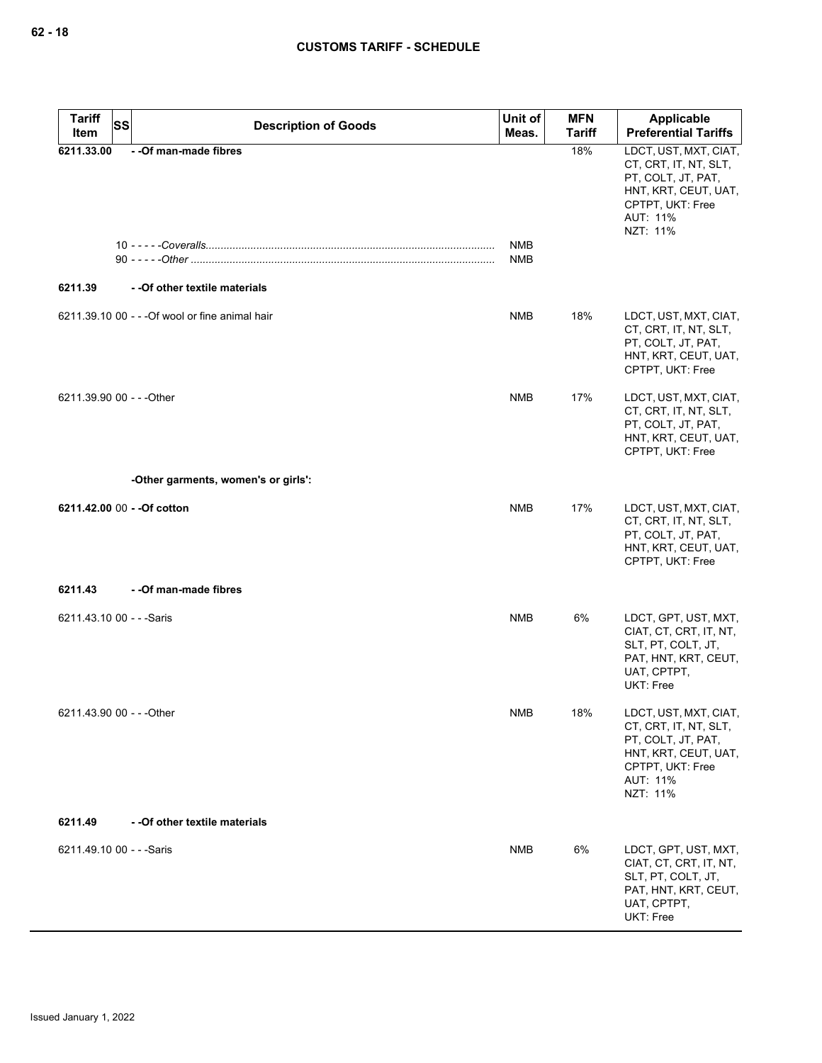| Tariff Item | SS | Description of Goods | Unit of Meas. | MFN Tariff | Applicable Preferential Tariffs |
|---|---|---|---|---|---|
| **6211.33.00** | | **- -Of man-made fibres** | | 18% | LDCT, UST, MXT, CIAT, CT, CRT, IT, NT, SLT, PT, COLT, JT, PAT, HNT, KRT, CEUT, UAT, CPTPT, UKT: Free<br>AUT: 11%<br>NZT: 11% |
| | 10 | - - - - -*Coveralls* | NMB | | |
| | 90 | - - - - -*Other* | NMB | | |
| **6211.39** | | **- -Of other textile materials** | | | |
| 6211.39.10 | 00 | - - -Of wool or fine animal hair | NMB | 18% | LDCT, UST, MXT, CIAT, CT, CRT, IT, NT, SLT, PT, COLT, JT, PAT, HNT, KRT, CEUT, UAT, CPTPT, UKT: Free |
| 6211.39.90 | 00 | - - -Other | NMB | 17% | LDCT, UST, MXT, CIAT, CT, CRT, IT, NT, SLT, PT, COLT, JT, PAT, HNT, KRT, CEUT, UAT, CPTPT, UKT: Free |
| | | **-Other garments, women's or girls':** | | | |
| **6211.42.00** | 00 | **- -Of cotton** | NMB | 17% | LDCT, UST, MXT, CIAT, CT, CRT, IT, NT, SLT, PT, COLT, JT, PAT, HNT, KRT, CEUT, UAT, CPTPT, UKT: Free |
| **6211.43** | | **- -Of man-made fibres** | | | |
| 6211.43.10 | 00 | - - -Saris | NMB | 6% | LDCT, GPT, UST, MXT, CIAT, CT, CRT, IT, NT, SLT, PT, COLT, JT, PAT, HNT, KRT, CEUT, UAT, CPTPT, UKT: Free |
| 6211.43.90 | 00 | - - -Other | NMB | 18% | LDCT, UST, MXT, CIAT, CT, CRT, IT, NT, SLT, PT, COLT, JT, PAT, HNT, KRT, CEUT, UAT, CPTPT, UKT: Free<br>AUT: 11%<br>NZT: 11% |
| **6211.49** | | **- -Of other textile materials** | | | |
| 6211.49.10 | 00 | - - -Saris | NMB | 6% | LDCT, GPT, UST, MXT, CIAT, CT, CRT, IT, NT, SLT, PT, COLT, JT, PAT, HNT, KRT, CEUT, UAT, CPTPT, UKT: Free |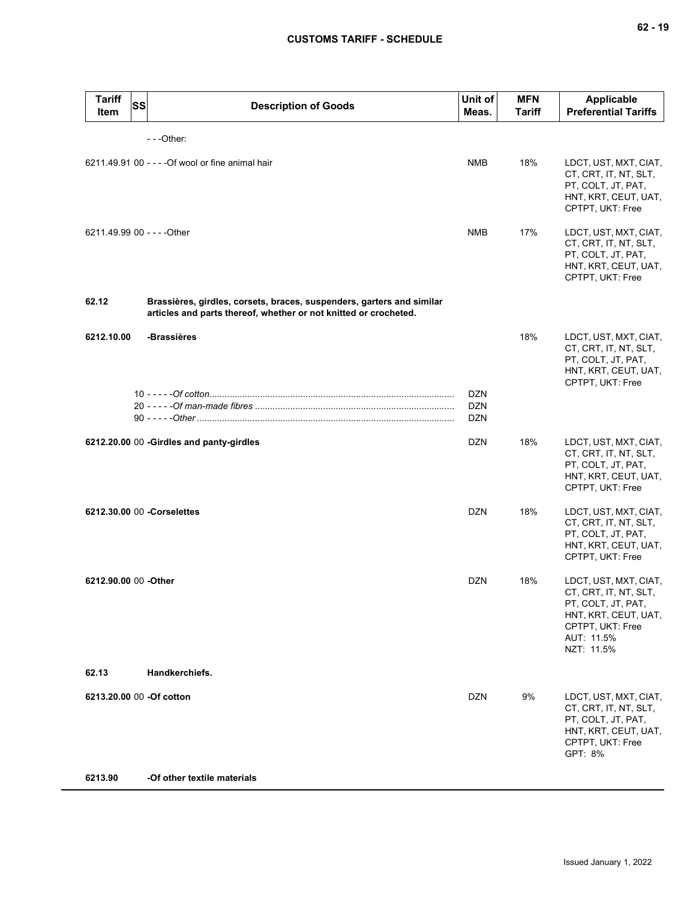| Tariff Item | SS | Description of Goods | Unit of Meas. | MFN Tariff | Applicable Preferential Tariffs |
|---|---|---|---|---|---|
| | | - - -Other: | | | |
| 6211.49.91 | 00 | - - - -Of wool or fine animal hair | NMB | 18% | LDCT, UST, MXT, CIAT, CT, CRT, IT, NT, SLT, PT, COLT, JT, PAT, HNT, KRT, CEUT, UAT, CPTPT, UKT: Free |
| 6211.49.99 | 00 | - - - -Other | NMB | 17% | LDCT, UST, MXT, CIAT, CT, CRT, IT, NT, SLT, PT, COLT, JT, PAT, HNT, KRT, CEUT, UAT, CPTPT, UKT: Free |
| **62.12** | | **Brassières, girdles, corsets, braces, suspenders, garters and similar articles and parts thereof, whether or not knitted or crocheted.** | | | |
| **6212.10.00** | | **-Brassières** | | 18% | LDCT, UST, MXT, CIAT, CT, CRT, IT, NT, SLT, PT, COLT, JT, PAT, HNT, KRT, CEUT, UAT, CPTPT, UKT: Free |
| | 10 | - - - - -*Of cotton* | DZN | | |
| | 20 | - - - - -*Of man-made fibres* | DZN | | |
| | 90 | - - - - -*Other* | DZN | | |
| **6212.20.00** | 00 | **-Girdles and panty-girdles** | DZN | 18% | LDCT, UST, MXT, CIAT, CT, CRT, IT, NT, SLT, PT, COLT, JT, PAT, HNT, KRT, CEUT, UAT, CPTPT, UKT: Free |
| **6212.30.00** | 00 | **-Corselettes** | DZN | 18% | LDCT, UST, MXT, CIAT, CT, CRT, IT, NT, SLT, PT, COLT, JT, PAT, HNT, KRT, CEUT, UAT, CPTPT, UKT: Free |
| **6212.90.00** | 00 | **-Other** | DZN | 18% | LDCT, UST, MXT, CIAT, CT, CRT, IT, NT, SLT, PT, COLT, JT, PAT, HNT, KRT, CEUT, UAT, CPTPT, UKT: Free<br>AUT: 11.5%<br>NZT: 11.5% |
| **62.13** | | **Handkerchiefs.** | | | |
| **6213.20.00** | 00 | **-Of cotton** | DZN | 9% | LDCT, UST, MXT, CIAT, CT, CRT, IT, NT, SLT, PT, COLT, JT, PAT, HNT, KRT, CEUT, UAT, CPTPT, UKT: Free<br>GPT: 8% |
| **6213.90** | | **-Of other textile materials** | | | |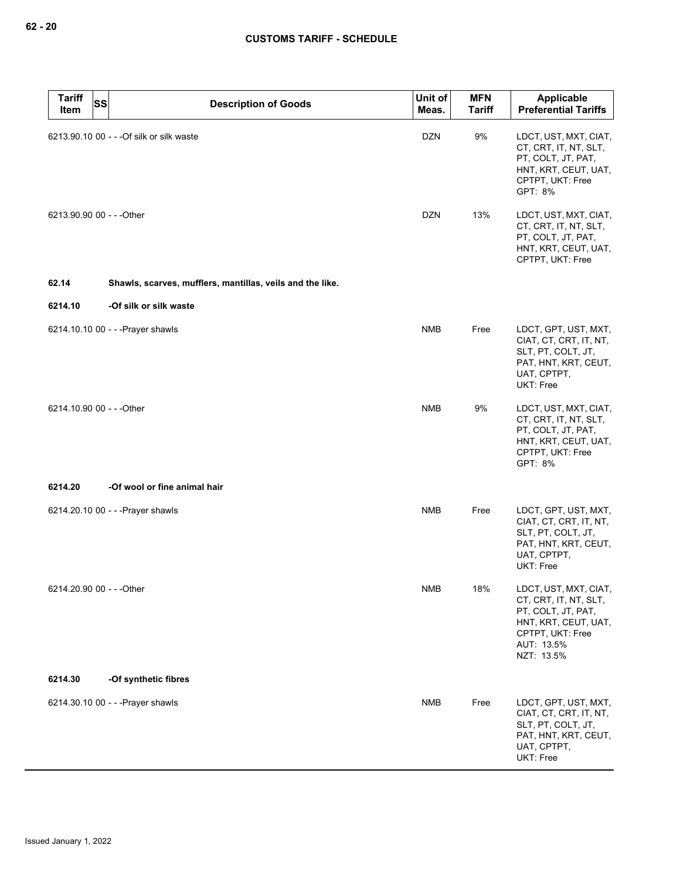| Tariff Item | SS | Description of Goods | Unit of Meas. | MFN Tariff | Applicable Preferential Tariffs |
|---|---|---|---|---|---|
| 6213.90.10 | 00 | - - -Of silk or silk waste | DZN | 9% | LDCT, UST, MXT, CIAT, CT, CRT, IT, NT, SLT, PT, COLT, JT, PAT, HNT, KRT, CEUT, UAT, CPTPT, UKT: Free<br>GPT: 8% |
| 6213.90.90 | 00 | - - -Other | DZN | 13% | LDCT, UST, MXT, CIAT, CT, CRT, IT, NT, SLT, PT, COLT, JT, PAT, HNT, KRT, CEUT, UAT, CPTPT, UKT: Free |
| **62.14** | | **Shawls, scarves, mufflers, mantillas, veils and the like.** | | | |
| **6214.10** | | **-Of silk or silk waste** | | | |
| 6214.10.10 | 00 | - - -Prayer shawls | NMB | Free | LDCT, GPT, UST, MXT, CIAT, CT, CRT, IT, NT, SLT, PT, COLT, JT, PAT, HNT, KRT, CEUT, UAT, CPTPT, UKT: Free |
| 6214.10.90 | 00 | - - -Other | NMB | 9% | LDCT, UST, MXT, CIAT, CT, CRT, IT, NT, SLT, PT, COLT, JT, PAT, HNT, KRT, CEUT, UAT, CPTPT, UKT: Free<br>GPT: 8% |
| **6214.20** | | **-Of wool or fine animal hair** | | | |
| 6214.20.10 | 00 | - - -Prayer shawls | NMB | Free | LDCT, GPT, UST, MXT, CIAT, CT, CRT, IT, NT, SLT, PT, COLT, JT, PAT, HNT, KRT, CEUT, UAT, CPTPT, UKT: Free |
| 6214.20.90 | 00 | - - -Other | NMB | 18% | LDCT, UST, MXT, CIAT, CT, CRT, IT, NT, SLT, PT, COLT, JT, PAT, HNT, KRT, CEUT, UAT, CPTPT, UKT: Free<br>AUT: 13.5%<br>NZT: 13.5% |
| **6214.30** | | **-Of synthetic fibres** | | | |
| 6214.30.10 | 00 | - - -Prayer shawls | NMB | Free | LDCT, GPT, UST, MXT, CIAT, CT, CRT, IT, NT, SLT, PT, COLT, JT, PAT, HNT, KRT, CEUT, UAT, CPTPT, UKT: Free |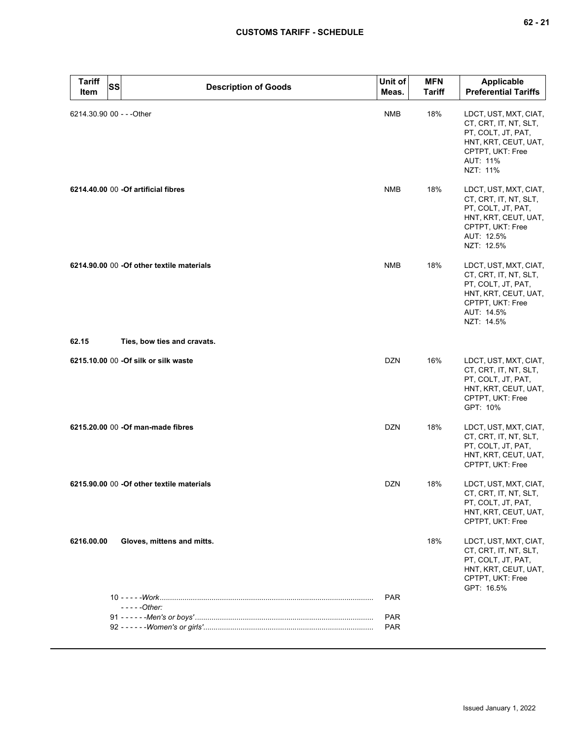| Tariff Item | SS | Description of Goods | Unit of Meas. | MFN Tariff | Applicable Preferential Tariffs |
|---|---|---|---|---|---|
| 6214.30.90 | 00 | - - -Other | NMB | 18% | LDCT, UST, MXT, CIAT, CT, CRT, IT, NT, SLT, PT, COLT, JT, PAT, HNT, KRT, CEUT, UAT, CPTPT, UKT: Free<br>AUT: 11%<br>NZT: 11% |
| **6214.40.00** | 00 | **-Of artificial fibres** | NMB | 18% | LDCT, UST, MXT, CIAT, CT, CRT, IT, NT, SLT, PT, COLT, JT, PAT, HNT, KRT, CEUT, UAT, CPTPT, UKT: Free<br>AUT: 12.5%<br>NZT: 12.5% |
| **6214.90.00** | 00 | **-Of other textile materials** | NMB | 18% | LDCT, UST, MXT, CIAT, CT, CRT, IT, NT, SLT, PT, COLT, JT, PAT, HNT, KRT, CEUT, UAT, CPTPT, UKT: Free<br>AUT: 14.5%<br>NZT: 14.5% |
| **62.15** | | **Ties, bow ties and cravats.** | | | |
| **6215.10.00** | 00 | **-Of silk or silk waste** | DZN | 16% | LDCT, UST, MXT, CIAT, CT, CRT, IT, NT, SLT, PT, COLT, JT, PAT, HNT, KRT, CEUT, UAT, CPTPT, UKT: Free<br>GPT: 10% |
| **6215.20.00** | 00 | **-Of man-made fibres** | DZN | 18% | LDCT, UST, MXT, CIAT, CT, CRT, IT, NT, SLT, PT, COLT, JT, PAT, HNT, KRT, CEUT, UAT, CPTPT, UKT: Free |
| **6215.90.00** | 00 | **-Of other textile materials** | DZN | 18% | LDCT, UST, MXT, CIAT, CT, CRT, IT, NT, SLT, PT, COLT, JT, PAT, HNT, KRT, CEUT, UAT, CPTPT, UKT: Free |
| **6216.00.00** | | **Gloves, mittens and mitts.** | | 18% | LDCT, UST, MXT, CIAT, CT, CRT, IT, NT, SLT, PT, COLT, JT, PAT, HNT, KRT, CEUT, UAT, CPTPT, UKT: Free<br>GPT: 16.5% |
| | 10 | - - - - -*Work* | PAR | | |
| | | - - - - -*Other:* | | | |
| | 91 | - - - - - -*Men's or boys'* | PAR | | |
| | 92 | - - - - - -*Women's or girls'* | PAR | | |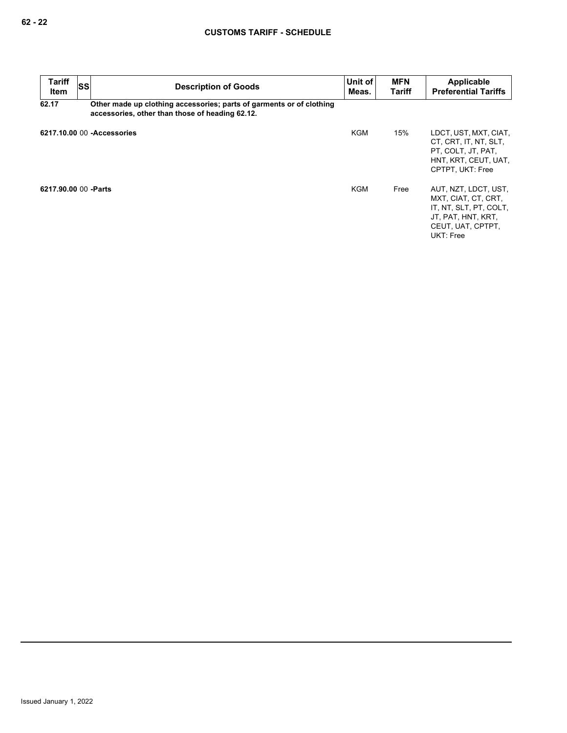| Tariff Item | SS | Description of Goods | Unit of Meas. | MFN Tariff | Applicable Preferential Tariffs |
|---|---|---|---|---|---|
| **62.17** | | **Other made up clothing accessories; parts of garments or of clothing accessories, other than those of heading 62.12.** | | | |
| **6217.10.00** | 00 | **-Accessories** | KGM | 15% | LDCT, UST, MXT, CIAT, CT, CRT, IT, NT, SLT, PT, COLT, JT, PAT, HNT, KRT, CEUT, UAT, CPTPT, UKT: Free |
| **6217.90.00** | 00 | **-Parts** | KGM | Free | AUT, NZT, LDCT, UST, MXT, CIAT, CT, CRT, IT, NT, SLT, PT, COLT, JT, PAT, HNT, KRT, CEUT, UAT, CPTPT, UKT: Free |